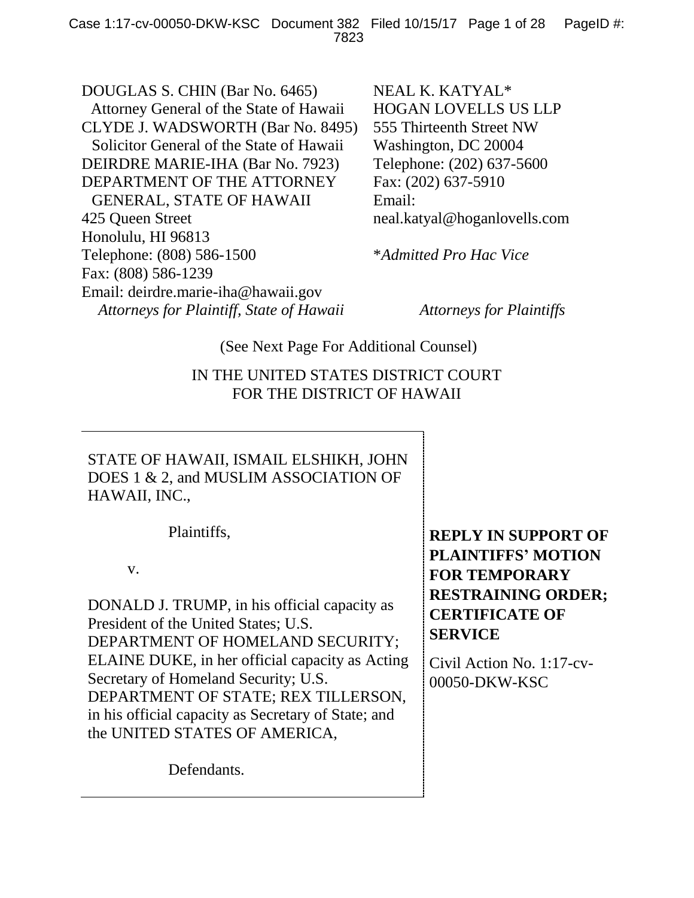DOUGLAS S. CHIN (Bar No. 6465)
Attorney General of the State of Hawaii
CLYDE J. WADSWORTH (Bar No. 8495)
Solicitor General of the State of Hawaii
DEIRDRE MARIE-IHA (Bar No. 7923)
DEPARTMENT OF THE ATTORNEY GENERAL, STATE OF HAWAII
425 Queen Street
Honolulu, HI 96813
Telephone: (808) 586-1500
Fax: (808) 586-1239
Email: deirdre.marie-iha@hawaii.gov
*Attorneys for Plaintiff, State of Hawaii*

NEAL K. KATYAL*
HOGAN LOVELLS US LLP
555 Thirteenth Street NW
Washington, DC 20004
Telephone: (202) 637-5600
Fax: (202) 637-5910
Email: neal.katyal@hoganlovells.com

**Admitted Pro Hac Vice*

*Attorneys for Plaintiffs*

(See Next Page For Additional Counsel)

IN THE UNITED STATES DISTRICT COURT
FOR THE DISTRICT OF HAWAII

STATE OF HAWAII, ISMAIL ELSHIKH, JOHN DOES 1 & 2, and MUSLIM ASSOCIATION OF HAWAII, INC.,

Plaintiffs,

v.

DONALD J. TRUMP, in his official capacity as President of the United States; U.S. DEPARTMENT OF HOMELAND SECURITY; ELAINE DUKE, in her official capacity as Acting Secretary of Homeland Security; U.S. DEPARTMENT OF STATE; REX TILLERSON, in his official capacity as Secretary of State; and the UNITED STATES OF AMERICA,

Defendants.

**REPLY IN SUPPORT OF PLAINTIFFS' MOTION FOR TEMPORARY RESTRAINING ORDER; CERTIFICATE OF SERVICE**

Civil Action No. 1:17-cv-00050-DKW-KSC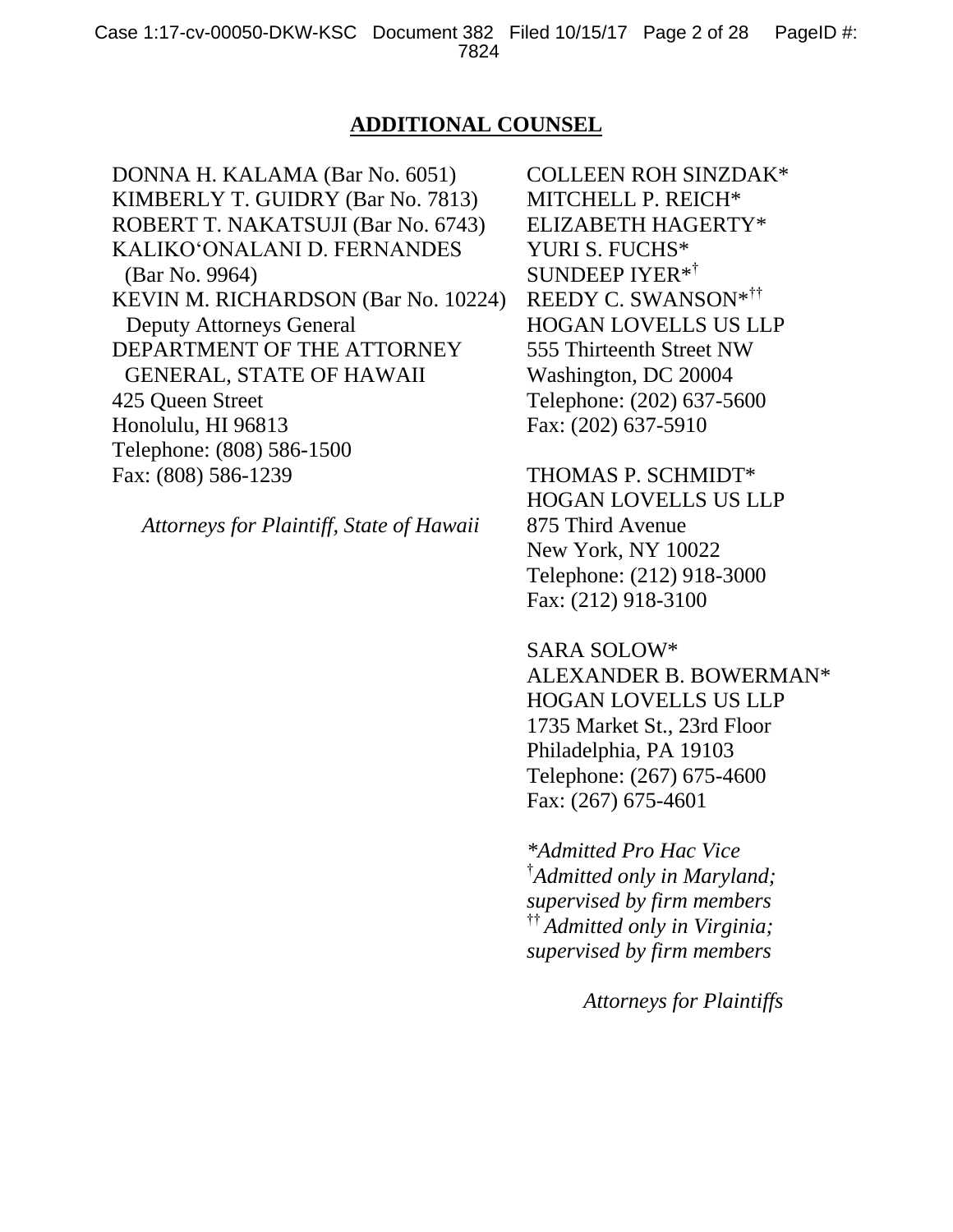## ADDITIONAL COUNSEL

DONNA H. KALAMA (Bar No. 6051)
KIMBERLY T. GUIDRY (Bar No. 7813)
ROBERT T. NAKATSUJI (Bar No. 6743)
KALIKO'ONALANI D. FERNANDES (Bar No. 9964)
KEVIN M. RICHARDSON (Bar No. 10224)
Deputy Attorneys General
DEPARTMENT OF THE ATTORNEY GENERAL, STATE OF HAWAII
425 Queen Street
Honolulu, HI 96813
Telephone: (808) 586-1500
Fax: (808) 586-1239

*Attorneys for Plaintiff, State of Hawaii*

COLLEEN ROH SINZDAK*
MITCHELL P. REICH*
ELIZABETH HAGERTY*
YURI S. FUCHS*
SUNDEEP IYER*†
REEDY C. SWANSON*††
HOGAN LOVELLS US LLP
555 Thirteenth Street NW
Washington, DC 20004
Telephone: (202) 637-5600
Fax: (202) 637-5910

THOMAS P. SCHMIDT*
HOGAN LOVELLS US LLP
875 Third Avenue
New York, NY 10022
Telephone: (212) 918-3000
Fax: (212) 918-3100

SARA SOLOW*
ALEXANDER B. BOWERMAN*
HOGAN LOVELLS US LLP
1735 Market St., 23rd Floor
Philadelphia, PA 19103
Telephone: (267) 675-4600
Fax: (267) 675-4601

*\*Admitted Pro Hac Vice*
*†Admitted only in Maryland; supervised by firm members*
*†† Admitted only in Virginia; supervised by firm members*

*Attorneys for Plaintiffs*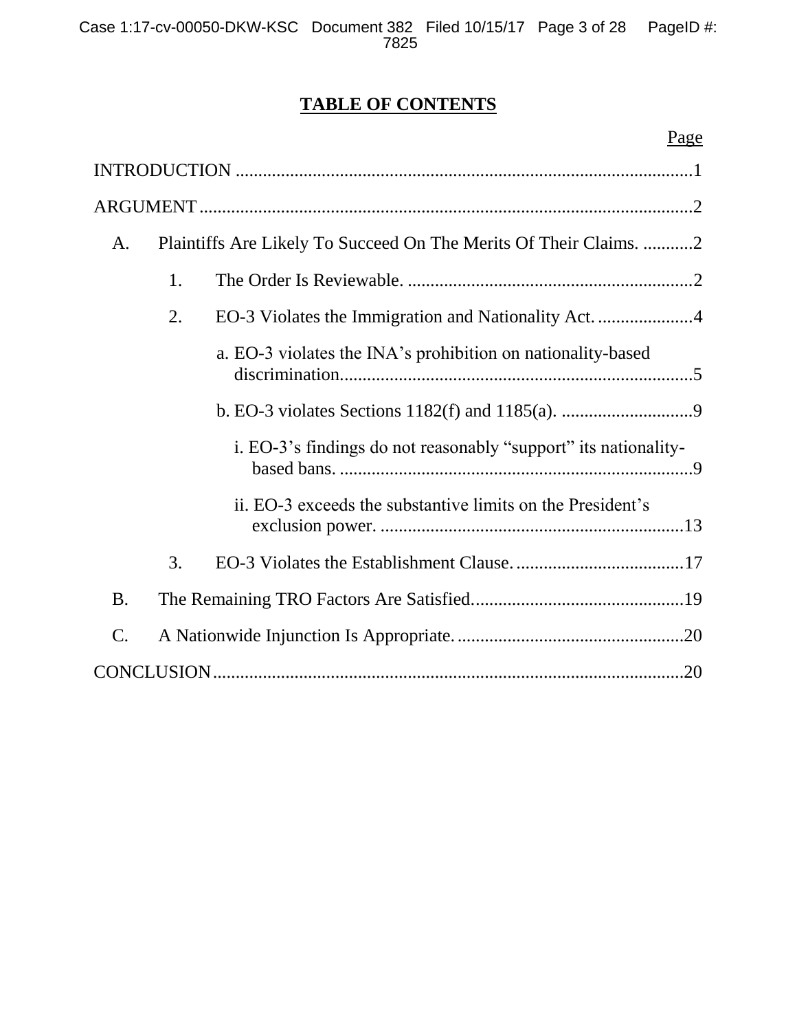# TABLE OF CONTENTS

Page

INTRODUCTION ....................................................................................................1

ARGUMENT ...........................................................................................................2

A. Plaintiffs Are Likely To Succeed On The Merits Of Their Claims. ...........2

1. The Order Is Reviewable. ..............................................................2

2. EO-3 Violates the Immigration and Nationality Act. .....................4

a. EO-3 violates the INA's prohibition on nationality-based discrimination.............................................................................5

b. EO-3 violates Sections 1182(f) and 1185(a). .............................9

i. EO-3's findings do not reasonably "support" its nationality-based bans. .............................................................................9

ii. EO-3 exceeds the substantive limits on the President's exclusion power. ...................................................................13

3. EO-3 Violates the Establishment Clause. .....................................17

B. The Remaining TRO Factors Are Satisfied...............................................19

C. A Nationwide Injunction Is Appropriate. ..................................................20

CONCLUSION.......................................................................................................20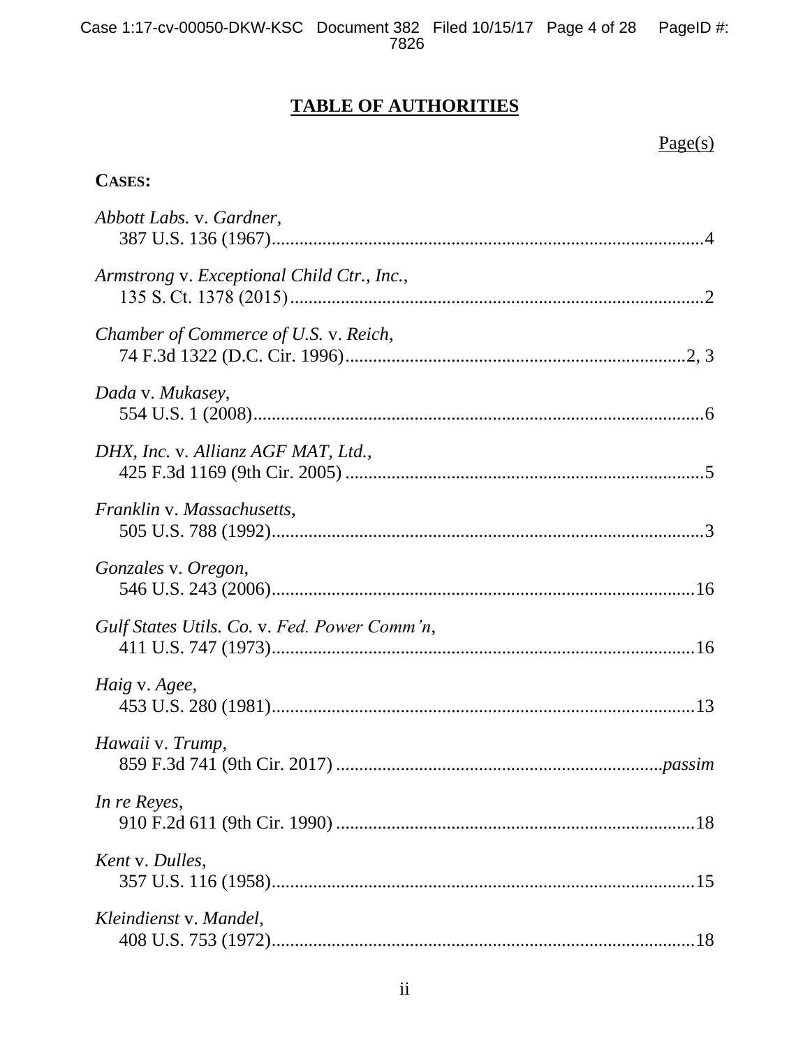## TABLE OF AUTHORITIES

Page(s)

**CASES:**

*Abbott Labs.* v. *Gardner*,
387 U.S. 136 (1967)..........4

*Armstrong* v. *Exceptional Child Ctr., Inc.*,
135 S. Ct. 1378 (2015)..........2

*Chamber of Commerce of U.S.* v. *Reich*,
74 F.3d 1322 (D.C. Cir. 1996)..........2, 3

*Dada* v. *Mukasey*,
554 U.S. 1 (2008)..........6

*DHX, Inc.* v. *Allianz AGF MAT, Ltd.*,
425 F.3d 1169 (9th Cir. 2005)..........5

*Franklin* v. *Massachusetts*,
505 U.S. 788 (1992)..........3

*Gonzales* v. *Oregon*,
546 U.S. 243 (2006)..........16

*Gulf States Utils. Co.* v. *Fed. Power Comm'n*,
411 U.S. 747 (1973)..........16

*Haig* v. *Agee*,
453 U.S. 280 (1981)..........13

*Hawaii* v. *Trump*,
859 F.3d 741 (9th Cir. 2017)..........*passim*

*In re Reyes*,
910 F.2d 611 (9th Cir. 1990)..........18

*Kent* v. *Dulles*,
357 U.S. 116 (1958)..........15

*Kleindienst* v. *Mandel*,
408 U.S. 753 (1972)..........18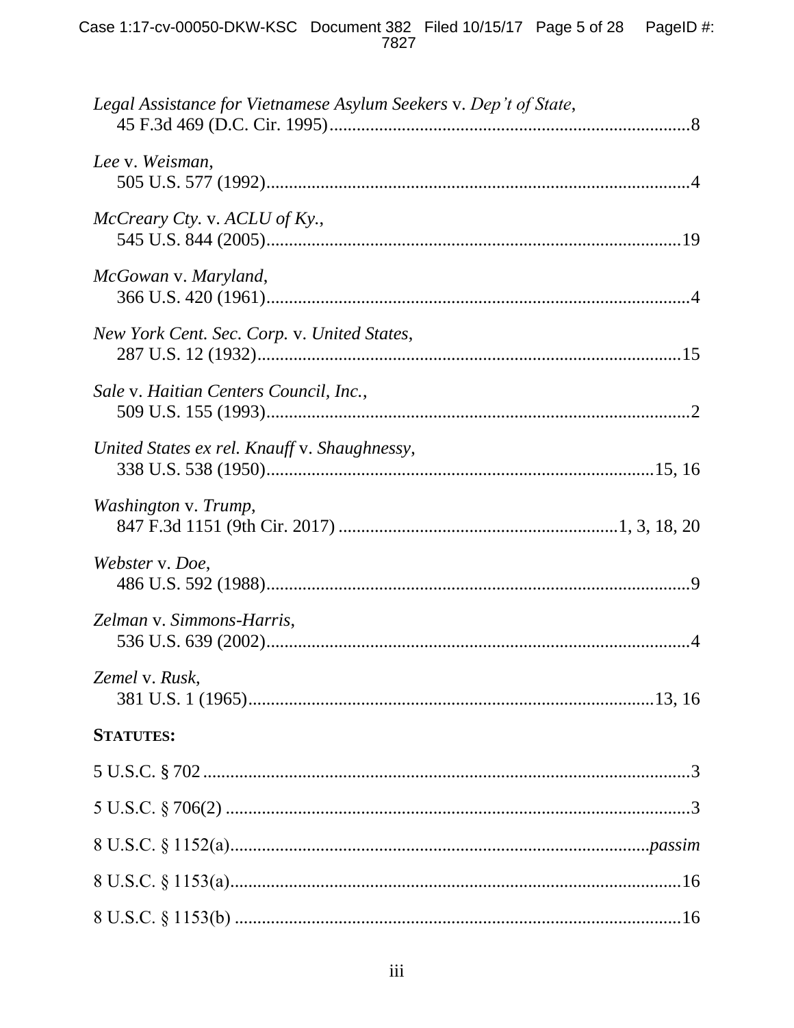*Legal Assistance for Vietnamese Asylum Seekers* v. *Dep't of State*,
45 F.3d 469 (D.C. Cir. 1995) ..............................................................................8

*Lee* v. *Weisman*,
505 U.S. 577 (1992) ............................................................................................4

*McCreary Cty.* v. *ACLU of Ky.*,
545 U.S. 844 (2005) ..........................................................................................19

*McGowan* v. *Maryland*,
366 U.S. 420 (1961) ............................................................................................4

*New York Cent. Sec. Corp.* v. *United States*,
287 U.S. 12 (1932) ............................................................................................15

*Sale* v. *Haitian Centers Council, Inc.*,
509 U.S. 155 (1993) ............................................................................................2

*United States ex rel. Knauff* v. *Shaughnessy*,
338 U.S. 538 (1950) ......................................................................................15, 16

*Washington* v. *Trump*,
847 F.3d 1151 (9th Cir. 2017) ............................................................1, 3, 18, 20

*Webster* v. *Doe*,
486 U.S. 592 (1988) ............................................................................................9

*Zelman* v. *Simmons-Harris*,
536 U.S. 639 (2002) ............................................................................................4

*Zemel* v. *Rusk*,
381 U.S. 1 (1965) ..........................................................................................13, 16

**STATUTES:**

5 U.S.C. § 702 ........................................................................................................3

5 U.S.C. § 706(2) ...................................................................................................3

8 U.S.C. § 1152(a) ........................................................................................*passim*

8 U.S.C. § 1153(a) ................................................................................................16

8 U.S.C. § 1153(b) ................................................................................................16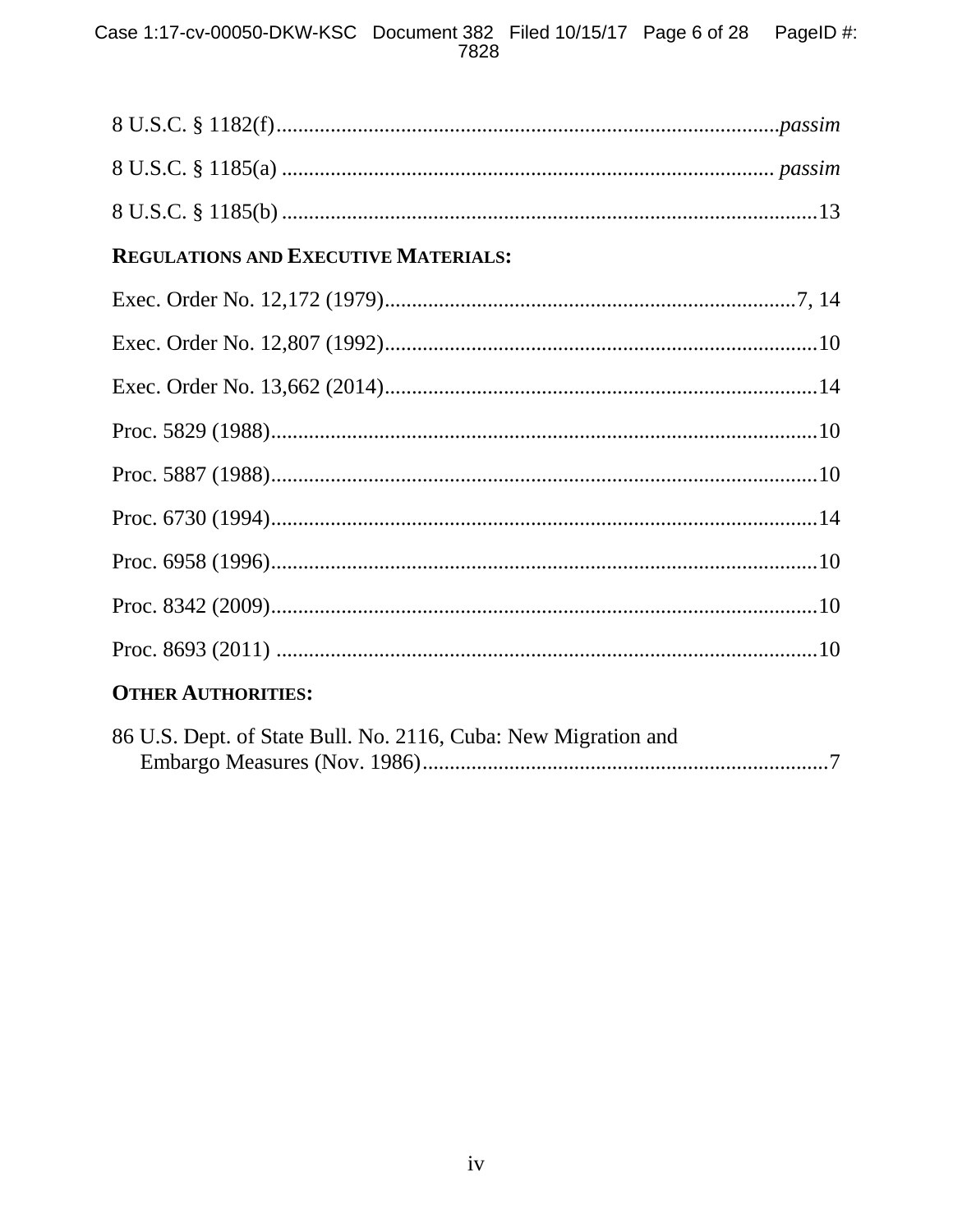8 U.S.C. § 1182(f) ........................................................................................*passim*

8 U.S.C. § 1185(a) ........................................................................................ *passim*

8 U.S.C. § 1185(b) ..................................................................................................13

**REGULATIONS AND EXECUTIVE MATERIALS:**

Exec. Order No. 12,172 (1979)..........................................................................7, 14

Exec. Order No. 12,807 (1992)...............................................................................10

Exec. Order No. 13,662 (2014)...............................................................................14

Proc. 5829 (1988)....................................................................................................10

Proc. 5887 (1988)....................................................................................................10

Proc. 6730 (1994)....................................................................................................14

Proc. 6958 (1996)....................................................................................................10

Proc. 8342 (2009)....................................................................................................10

Proc. 8693 (2011) ...................................................................................................10

**OTHER AUTHORITIES:**

86 U.S. Dept. of State Bull. No. 2116, Cuba: New Migration and Embargo Measures (Nov. 1986)..........................................................................7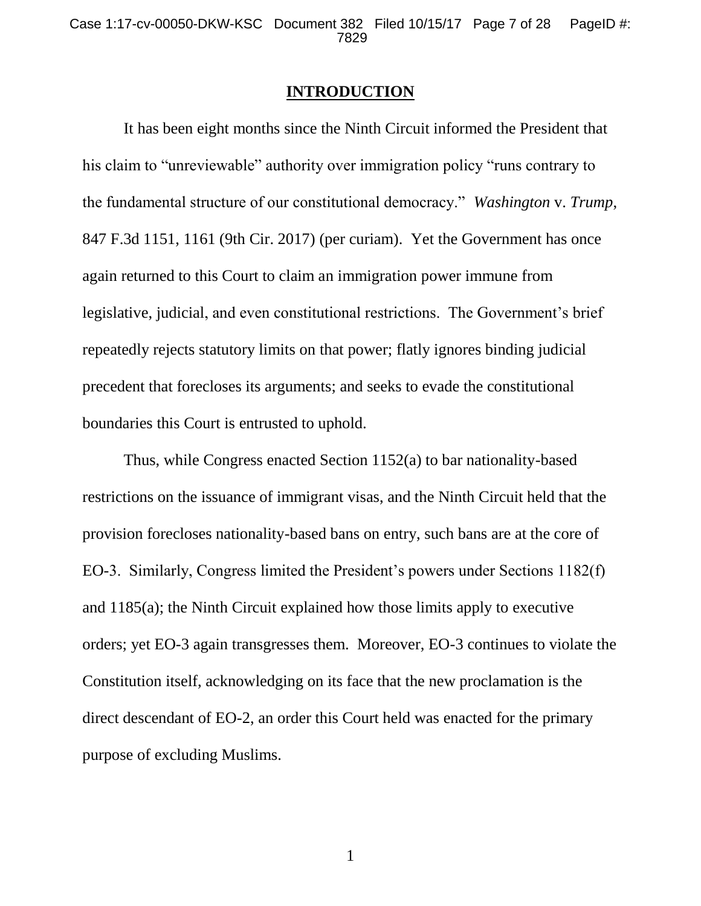# INTRODUCTION

It has been eight months since the Ninth Circuit informed the President that his claim to "unreviewable" authority over immigration policy "runs contrary to the fundamental structure of our constitutional democracy." *Washington* v. *Trump*, 847 F.3d 1151, 1161 (9th Cir. 2017) (per curiam). Yet the Government has once again returned to this Court to claim an immigration power immune from legislative, judicial, and even constitutional restrictions. The Government's brief repeatedly rejects statutory limits on that power; flatly ignores binding judicial precedent that forecloses its arguments; and seeks to evade the constitutional boundaries this Court is entrusted to uphold.

Thus, while Congress enacted Section 1152(a) to bar nationality-based restrictions on the issuance of immigrant visas, and the Ninth Circuit held that the provision forecloses nationality-based bans on entry, such bans are at the core of EO-3. Similarly, Congress limited the President's powers under Sections 1182(f) and 1185(a); the Ninth Circuit explained how those limits apply to executive orders; yet EO-3 again transgresses them. Moreover, EO-3 continues to violate the Constitution itself, acknowledging on its face that the new proclamation is the direct descendant of EO-2, an order this Court held was enacted for the primary purpose of excluding Muslims.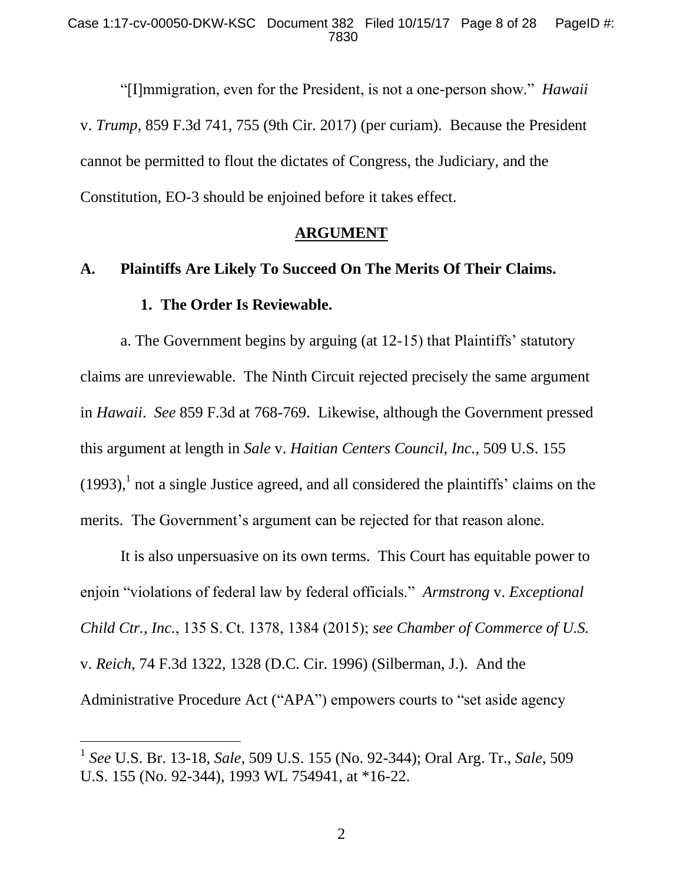"[I]mmigration, even for the President, is not a one-person show." *Hawaii* v. *Trump*, 859 F.3d 741, 755 (9th Cir. 2017) (per curiam). Because the President cannot be permitted to flout the dictates of Congress, the Judiciary, and the Constitution, EO-3 should be enjoined before it takes effect.

## ARGUMENT

### A. Plaintiffs Are Likely To Succeed On The Merits Of Their Claims.

#### 1. The Order Is Reviewable.

a. The Government begins by arguing (at 12-15) that Plaintiffs' statutory claims are unreviewable. The Ninth Circuit rejected precisely the same argument in *Hawaii*. *See* 859 F.3d at 768-769. Likewise, although the Government pressed this argument at length in *Sale* v. *Haitian Centers Council, Inc.*, 509 U.S. 155 (1993),[1] not a single Justice agreed, and all considered the plaintiffs' claims on the merits. The Government's argument can be rejected for that reason alone.

It is also unpersuasive on its own terms. This Court has equitable power to enjoin "violations of federal law by federal officials." *Armstrong* v. *Exceptional Child Ctr., Inc.*, 135 S. Ct. 1378, 1384 (2015); *see Chamber of Commerce of U.S.* v. *Reich*, 74 F.3d 1322, 1328 (D.C. Cir. 1996) (Silberman, J.). And the Administrative Procedure Act ("APA") empowers courts to "set aside agency

---

[1] *See* U.S. Br. 13-18, *Sale*, 509 U.S. 155 (No. 92-344); Oral Arg. Tr., *Sale*, 509 U.S. 155 (No. 92-344), 1993 WL 754941, at *16-22.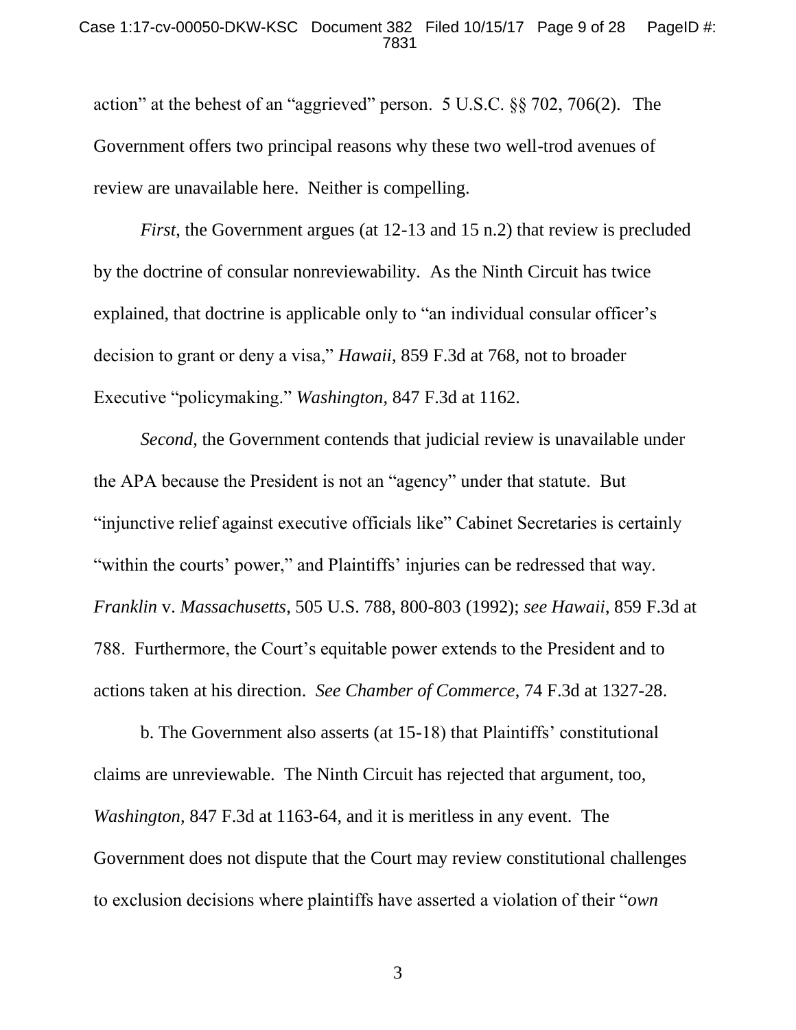action" at the behest of an "aggrieved" person. 5 U.S.C. §§ 702, 706(2). The Government offers two principal reasons why these two well-trod avenues of review are unavailable here. Neither is compelling.

*First*, the Government argues (at 12-13 and 15 n.2) that review is precluded by the doctrine of consular nonreviewability. As the Ninth Circuit has twice explained, that doctrine is applicable only to "an individual consular officer's decision to grant or deny a visa," *Hawaii*, 859 F.3d at 768, not to broader Executive "policymaking." *Washington*, 847 F.3d at 1162.

*Second*, the Government contends that judicial review is unavailable under the APA because the President is not an "agency" under that statute. But "injunctive relief against executive officials like" Cabinet Secretaries is certainly "within the courts' power," and Plaintiffs' injuries can be redressed that way. *Franklin* v. *Massachusetts*, 505 U.S. 788, 800-803 (1992); *see Hawaii*, 859 F.3d at 788. Furthermore, the Court's equitable power extends to the President and to actions taken at his direction. *See Chamber of Commerce*, 74 F.3d at 1327-28.

b. The Government also asserts (at 15-18) that Plaintiffs' constitutional claims are unreviewable. The Ninth Circuit has rejected that argument, too, *Washington*, 847 F.3d at 1163-64, and it is meritless in any event. The Government does not dispute that the Court may review constitutional challenges to exclusion decisions where plaintiffs have asserted a violation of their "*own*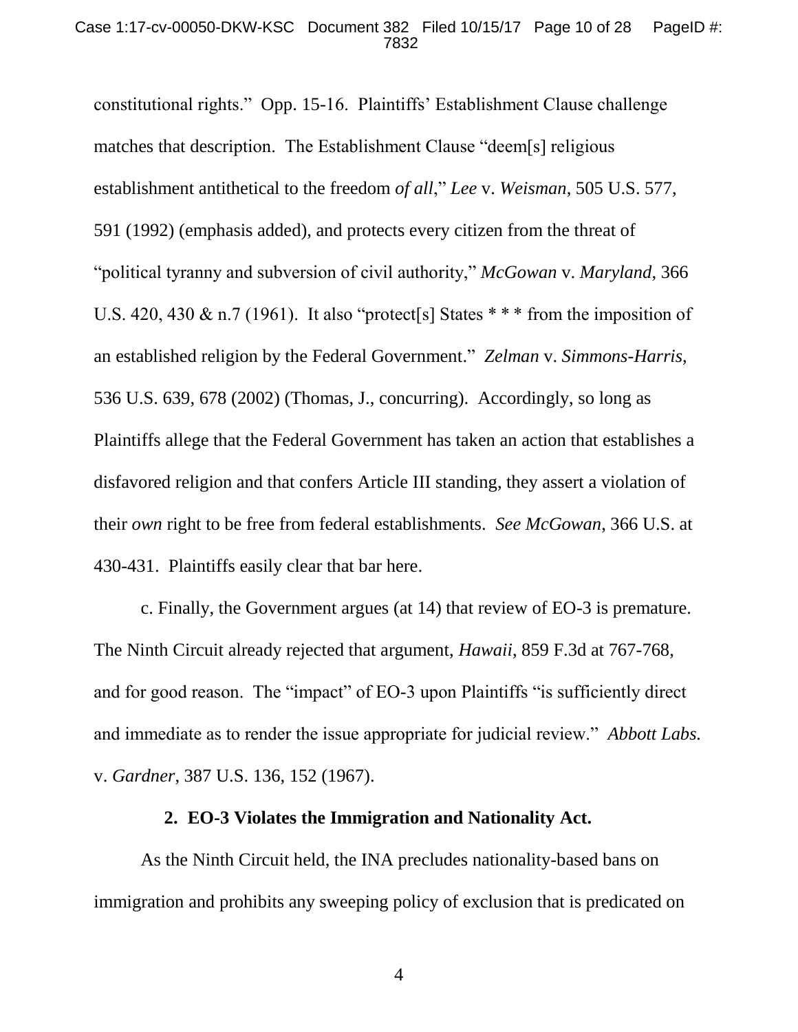constitutional rights." Opp. 15-16. Plaintiffs' Establishment Clause challenge matches that description. The Establishment Clause "deem[s] religious establishment antithetical to the freedom *of all*," *Lee* v. *Weisman*, 505 U.S. 577, 591 (1992) (emphasis added), and protects every citizen from the threat of "political tyranny and subversion of civil authority," *McGowan* v. *Maryland*, 366 U.S. 420, 430 & n.7 (1961). It also "protect[s] States * * * from the imposition of an established religion by the Federal Government." *Zelman* v. *Simmons-Harris*, 536 U.S. 639, 678 (2002) (Thomas, J., concurring). Accordingly, so long as Plaintiffs allege that the Federal Government has taken an action that establishes a disfavored religion and that confers Article III standing, they assert a violation of their *own* right to be free from federal establishments. *See McGowan*, 366 U.S. at 430-431. Plaintiffs easily clear that bar here.

c. Finally, the Government argues (at 14) that review of EO-3 is premature. The Ninth Circuit already rejected that argument, *Hawaii*, 859 F.3d at 767-768, and for good reason. The "impact" of EO-3 upon Plaintiffs "is sufficiently direct and immediate as to render the issue appropriate for judicial review." *Abbott Labs.* v. *Gardner*, 387 U.S. 136, 152 (1967).

**2. EO-3 Violates the Immigration and Nationality Act.**

As the Ninth Circuit held, the INA precludes nationality-based bans on immigration and prohibits any sweeping policy of exclusion that is predicated on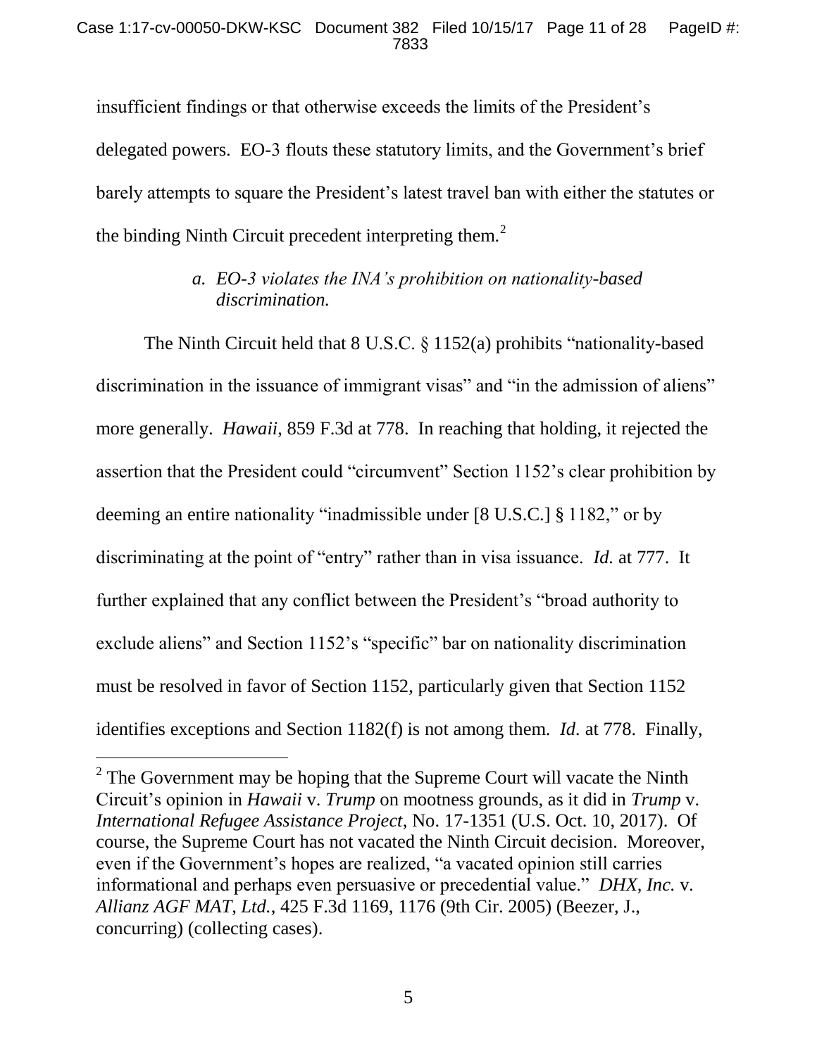insufficient findings or that otherwise exceeds the limits of the President's delegated powers. EO-3 flouts these statutory limits, and the Government's brief barely attempts to square the President's latest travel ban with either the statutes or the binding Ninth Circuit precedent interpreting them.[2]

*a. EO-3 violates the INA's prohibition on nationality-based discrimination.*

The Ninth Circuit held that 8 U.S.C. § 1152(a) prohibits "nationality-based discrimination in the issuance of immigrant visas" and "in the admission of aliens" more generally. *Hawaii*, 859 F.3d at 778. In reaching that holding, it rejected the assertion that the President could "circumvent" Section 1152's clear prohibition by deeming an entire nationality "inadmissible under [8 U.S.C.] § 1182," or by discriminating at the point of "entry" rather than in visa issuance. *Id.* at 777. It further explained that any conflict between the President's "broad authority to exclude aliens" and Section 1152's "specific" bar on nationality discrimination must be resolved in favor of Section 1152, particularly given that Section 1152 identifies exceptions and Section 1182(f) is not among them. *Id.* at 778. Finally,

[2] The Government may be hoping that the Supreme Court will vacate the Ninth Circuit's opinion in *Hawaii* v. *Trump* on mootness grounds, as it did in *Trump* v. *International Refugee Assistance Project*, No. 17-1351 (U.S. Oct. 10, 2017). Of course, the Supreme Court has not vacated the Ninth Circuit decision. Moreover, even if the Government's hopes are realized, "a vacated opinion still carries informational and perhaps even persuasive or precedential value." *DHX, Inc.* v. *Allianz AGF MAT, Ltd.*, 425 F.3d 1169, 1176 (9th Cir. 2005) (Beezer, J., concurring) (collecting cases).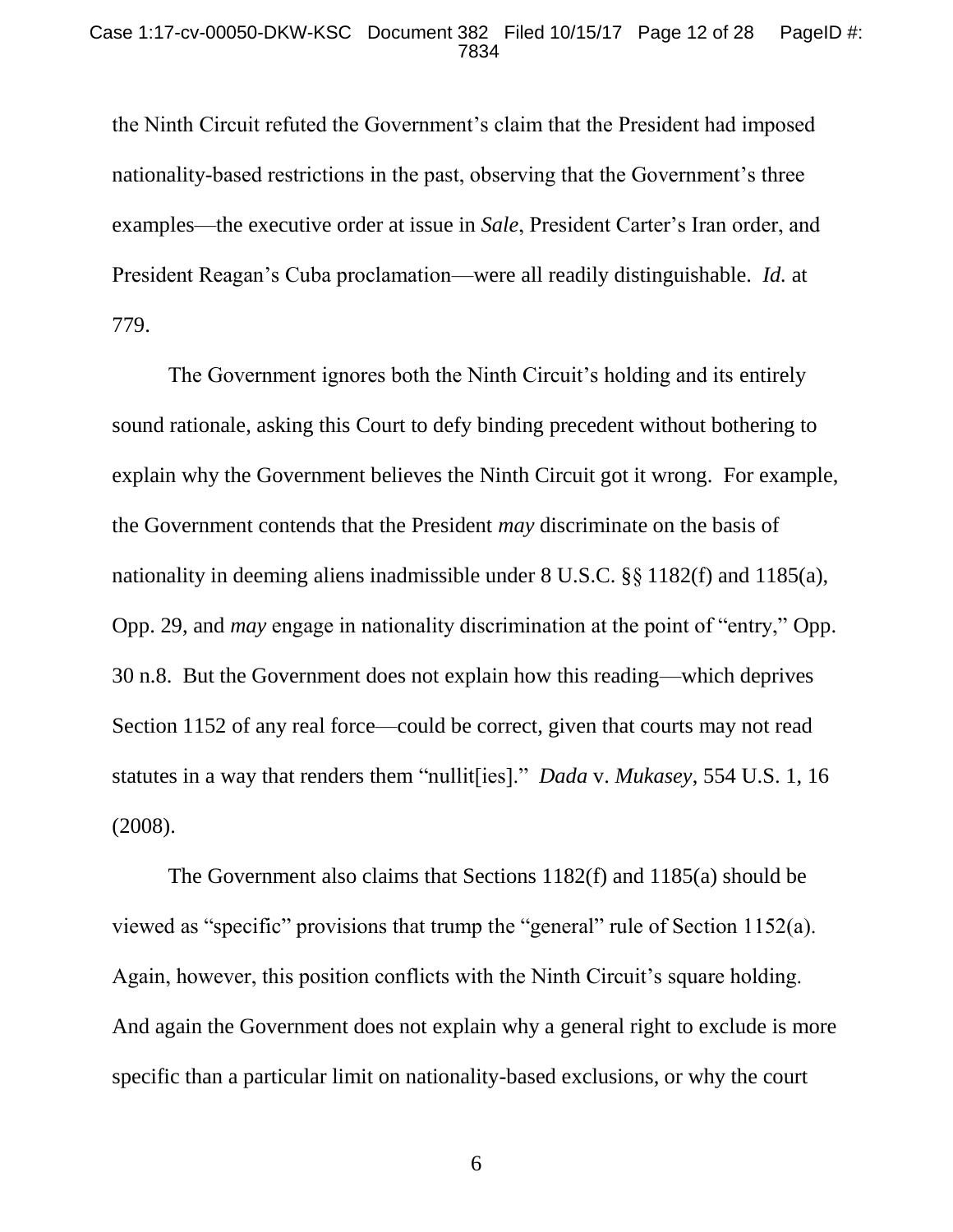the Ninth Circuit refuted the Government's claim that the President had imposed nationality-based restrictions in the past, observing that the Government's three examples—the executive order at issue in *Sale*, President Carter's Iran order, and President Reagan's Cuba proclamation—were all readily distinguishable. *Id.* at 779.

The Government ignores both the Ninth Circuit's holding and its entirely sound rationale, asking this Court to defy binding precedent without bothering to explain why the Government believes the Ninth Circuit got it wrong. For example, the Government contends that the President *may* discriminate on the basis of nationality in deeming aliens inadmissible under 8 U.S.C. §§ 1182(f) and 1185(a), Opp. 29, and *may* engage in nationality discrimination at the point of "entry," Opp. 30 n.8. But the Government does not explain how this reading—which deprives Section 1152 of any real force—could be correct, given that courts may not read statutes in a way that renders them "nullit[ies]." *Dada* v. *Mukasey*, 554 U.S. 1, 16 (2008).

The Government also claims that Sections 1182(f) and 1185(a) should be viewed as "specific" provisions that trump the "general" rule of Section 1152(a). Again, however, this position conflicts with the Ninth Circuit's square holding. And again the Government does not explain why a general right to exclude is more specific than a particular limit on nationality-based exclusions, or why the court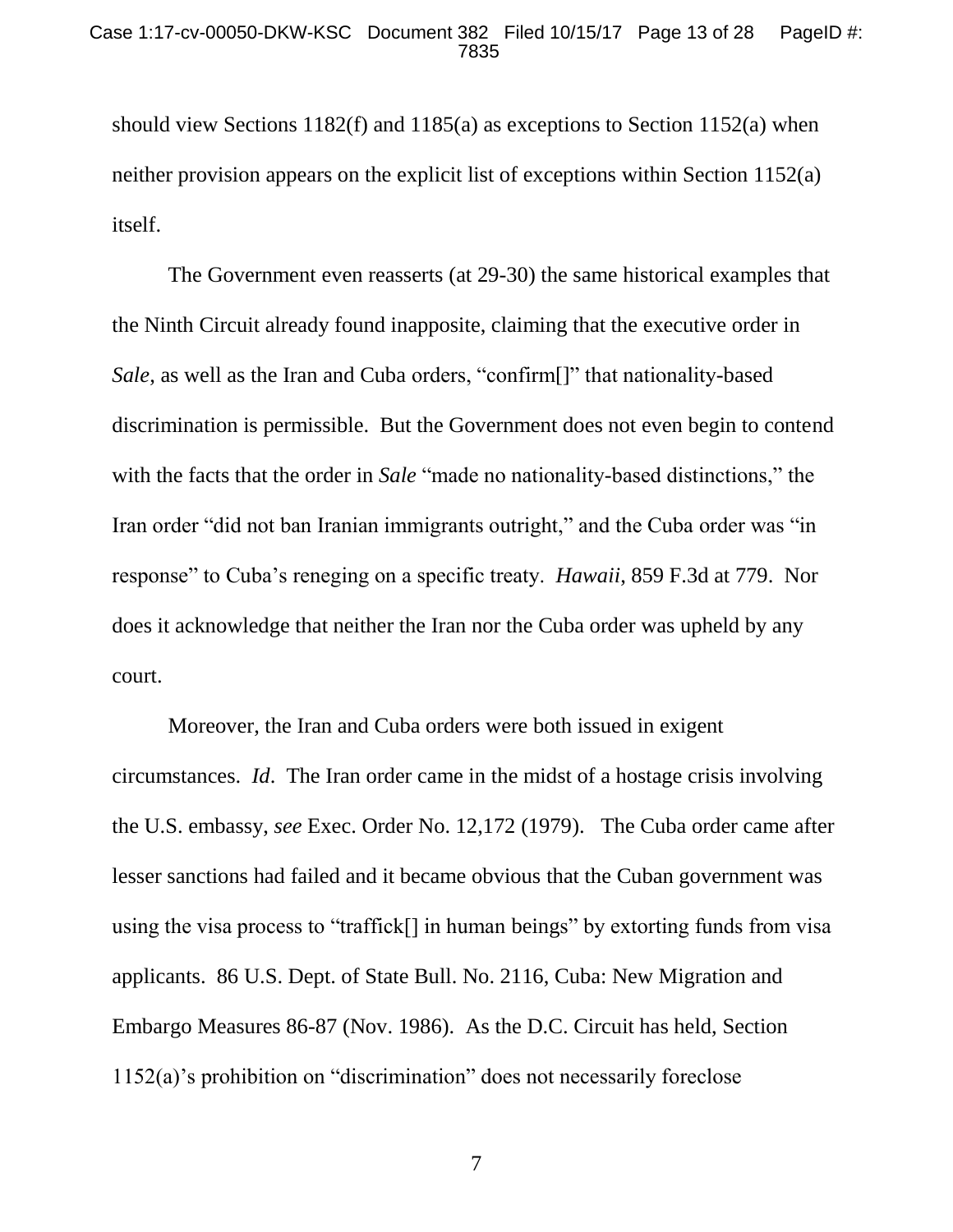should view Sections 1182(f) and 1185(a) as exceptions to Section 1152(a) when neither provision appears on the explicit list of exceptions within Section 1152(a) itself.

The Government even reasserts (at 29-30) the same historical examples that the Ninth Circuit already found inapposite, claiming that the executive order in *Sale*, as well as the Iran and Cuba orders, "confirm[]" that nationality-based discrimination is permissible. But the Government does not even begin to contend with the facts that the order in *Sale* "made no nationality-based distinctions," the Iran order "did not ban Iranian immigrants outright," and the Cuba order was "in response" to Cuba's reneging on a specific treaty. *Hawaii*, 859 F.3d at 779. Nor does it acknowledge that neither the Iran nor the Cuba order was upheld by any court.

Moreover, the Iran and Cuba orders were both issued in exigent circumstances. *Id*. The Iran order came in the midst of a hostage crisis involving the U.S. embassy, *see* Exec. Order No. 12,172 (1979). The Cuba order came after lesser sanctions had failed and it became obvious that the Cuban government was using the visa process to "traffick[] in human beings" by extorting funds from visa applicants. 86 U.S. Dept. of State Bull. No. 2116, Cuba: New Migration and Embargo Measures 86-87 (Nov. 1986). As the D.C. Circuit has held, Section 1152(a)'s prohibition on "discrimination" does not necessarily foreclose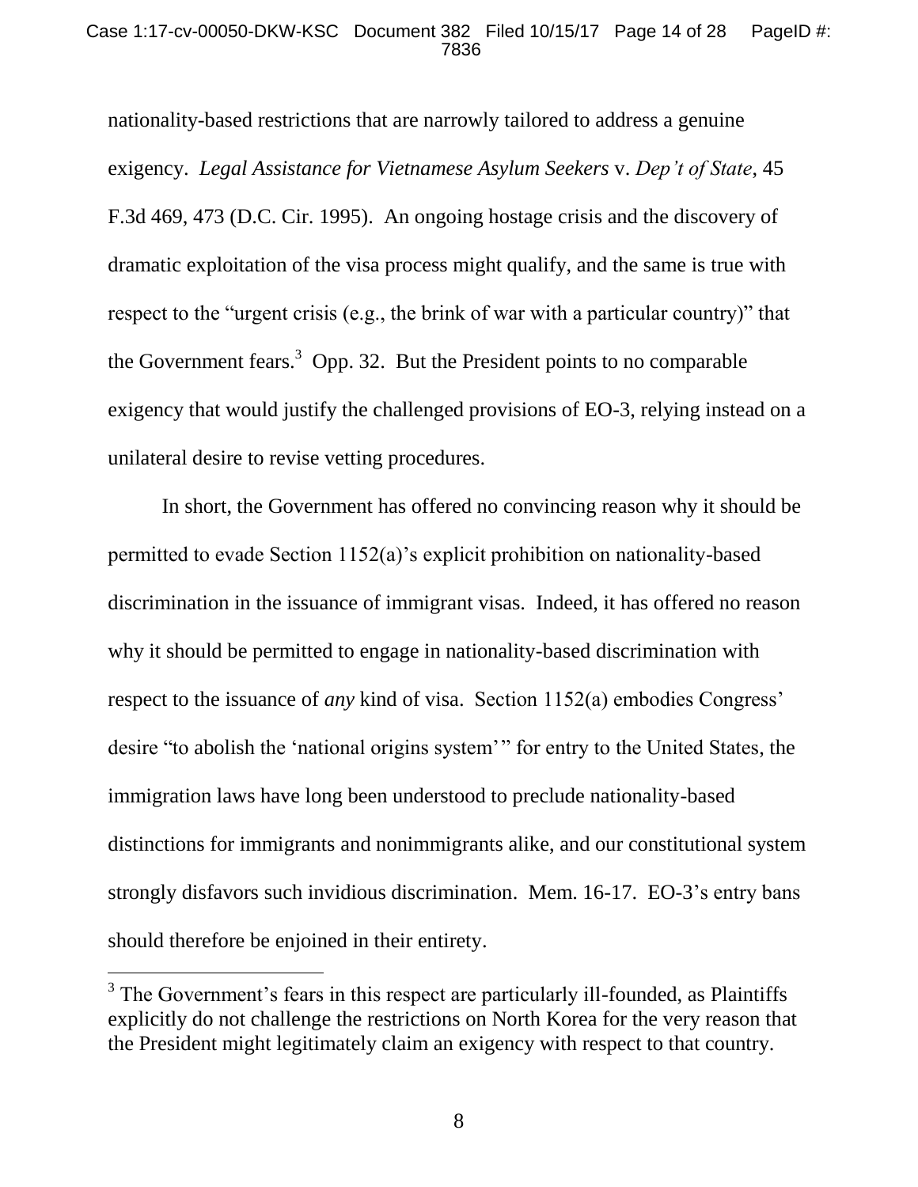nationality-based restrictions that are narrowly tailored to address a genuine exigency. *Legal Assistance for Vietnamese Asylum Seekers* v. *Dep't of State*, 45 F.3d 469, 473 (D.C. Cir. 1995). An ongoing hostage crisis and the discovery of dramatic exploitation of the visa process might qualify, and the same is true with respect to the "urgent crisis (e.g., the brink of war with a particular country)" that the Government fears.[3] Opp. 32. But the President points to no comparable exigency that would justify the challenged provisions of EO-3, relying instead on a unilateral desire to revise vetting procedures.

In short, the Government has offered no convincing reason why it should be permitted to evade Section 1152(a)'s explicit prohibition on nationality-based discrimination in the issuance of immigrant visas. Indeed, it has offered no reason why it should be permitted to engage in nationality-based discrimination with respect to the issuance of *any* kind of visa. Section 1152(a) embodies Congress' desire "to abolish the 'national origins system'" for entry to the United States, the immigration laws have long been understood to preclude nationality-based distinctions for immigrants and nonimmigrants alike, and our constitutional system strongly disfavors such invidious discrimination. Mem. 16-17. EO-3's entry bans should therefore be enjoined in their entirety.

[3] The Government's fears in this respect are particularly ill-founded, as Plaintiffs explicitly do not challenge the restrictions on North Korea for the very reason that the President might legitimately claim an exigency with respect to that country.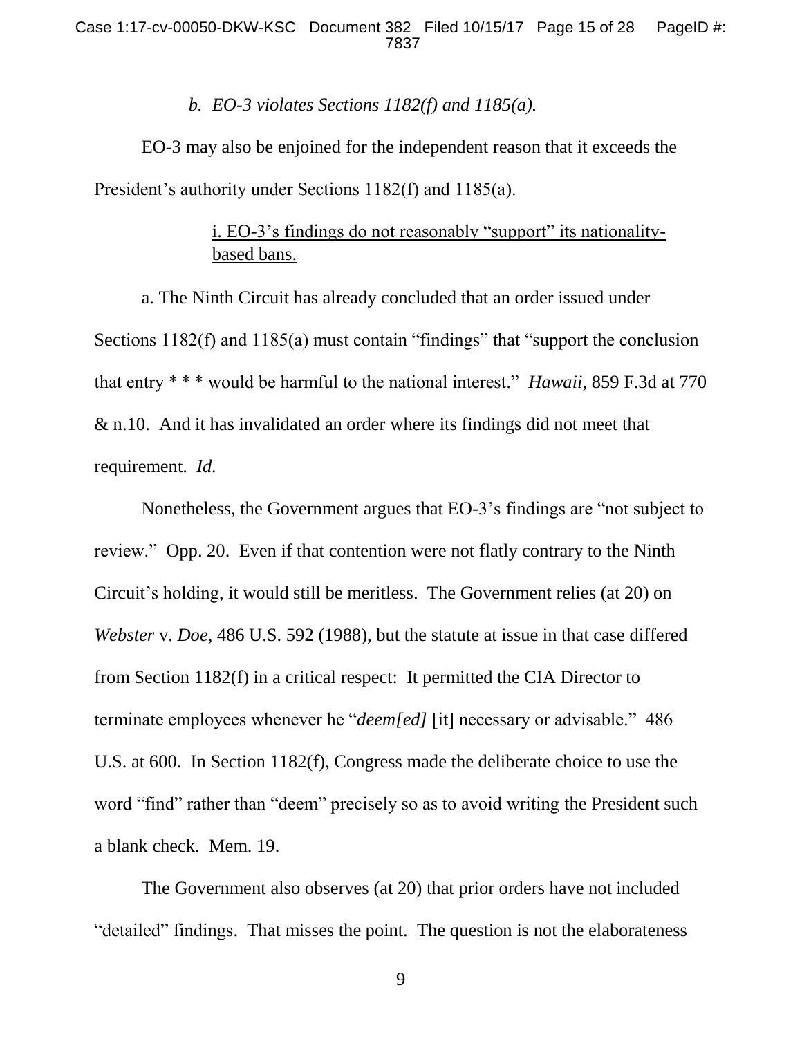*b. EO-3 violates Sections 1182(f) and 1185(a).*

EO-3 may also be enjoined for the independent reason that it exceeds the President's authority under Sections 1182(f) and 1185(a).

<u>i. EO-3's findings do not reasonably "support" its nationality-based bans.</u>

a. The Ninth Circuit has already concluded that an order issued under Sections 1182(f) and 1185(a) must contain "findings" that "support the conclusion that entry * * * would be harmful to the national interest." *Hawaii*, 859 F.3d at 770 & n.10. And it has invalidated an order where its findings did not meet that requirement. *Id.*

Nonetheless, the Government argues that EO-3's findings are "not subject to review." Opp. 20. Even if that contention were not flatly contrary to the Ninth Circuit's holding, it would still be meritless. The Government relies (at 20) on *Webster* v. *Doe*, 486 U.S. 592 (1988), but the statute at issue in that case differed from Section 1182(f) in a critical respect: It permitted the CIA Director to terminate employees whenever he "*deem[ed]* [it] necessary or advisable." 486 U.S. at 600. In Section 1182(f), Congress made the deliberate choice to use the word "find" rather than "deem" precisely so as to avoid writing the President such a blank check. Mem. 19.

The Government also observes (at 20) that prior orders have not included "detailed" findings. That misses the point. The question is not the elaborateness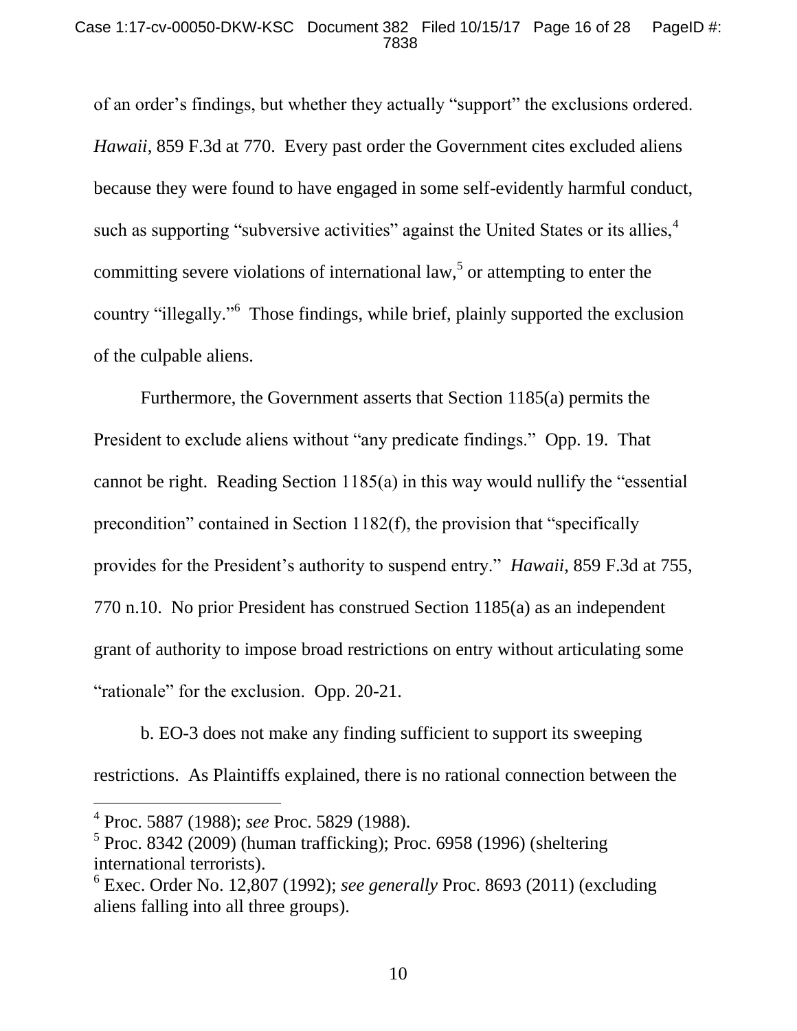of an order's findings, but whether they actually "support" the exclusions ordered. *Hawaii*, 859 F.3d at 770. Every past order the Government cites excluded aliens because they were found to have engaged in some self-evidently harmful conduct, such as supporting "subversive activities" against the United States or its allies,[4] committing severe violations of international law,[5] or attempting to enter the country "illegally."[6] Those findings, while brief, plainly supported the exclusion of the culpable aliens.

Furthermore, the Government asserts that Section 1185(a) permits the President to exclude aliens without "any predicate findings." Opp. 19. That cannot be right. Reading Section 1185(a) in this way would nullify the "essential precondition" contained in Section 1182(f), the provision that "specifically provides for the President's authority to suspend entry." *Hawaii*, 859 F.3d at 755, 770 n.10. No prior President has construed Section 1185(a) as an independent grant of authority to impose broad restrictions on entry without articulating some "rationale" for the exclusion. Opp. 20-21.

b. EO-3 does not make any finding sufficient to support its sweeping restrictions. As Plaintiffs explained, there is no rational connection between the

---

[4] Proc. 5887 (1988); *see* Proc. 5829 (1988).

[5] Proc. 8342 (2009) (human trafficking); Proc. 6958 (1996) (sheltering international terrorists).

[6] Exec. Order No. 12,807 (1992); *see generally* Proc. 8693 (2011) (excluding aliens falling into all three groups).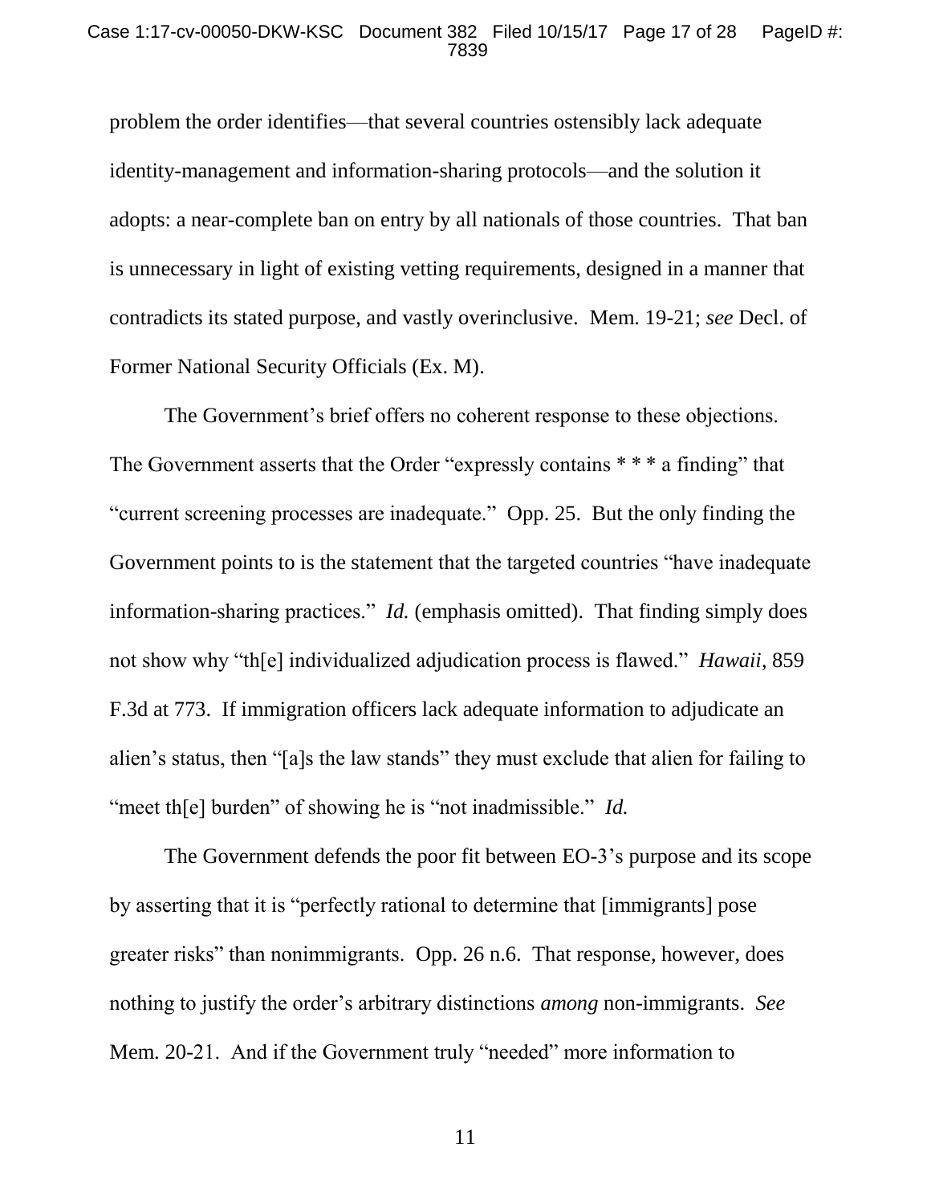problem the order identifies—that several countries ostensibly lack adequate identity-management and information-sharing protocols—and the solution it adopts: a near-complete ban on entry by all nationals of those countries. That ban is unnecessary in light of existing vetting requirements, designed in a manner that contradicts its stated purpose, and vastly overinclusive. Mem. 19-21; *see* Decl. of Former National Security Officials (Ex. M).

The Government's brief offers no coherent response to these objections. The Government asserts that the Order "expressly contains * * * a finding" that "current screening processes are inadequate." Opp. 25. But the only finding the Government points to is the statement that the targeted countries "have inadequate information-sharing practices." *Id.* (emphasis omitted). That finding simply does not show why "th[e] individualized adjudication process is flawed." *Hawaii*, 859 F.3d at 773. If immigration officers lack adequate information to adjudicate an alien's status, then "[a]s the law stands" they must exclude that alien for failing to "meet th[e] burden" of showing he is "not inadmissible." *Id.*

The Government defends the poor fit between EO-3's purpose and its scope by asserting that it is "perfectly rational to determine that [immigrants] pose greater risks" than nonimmigrants. Opp. 26 n.6. That response, however, does nothing to justify the order's arbitrary distinctions *among* non-immigrants. *See* Mem. 20-21. And if the Government truly "needed" more information to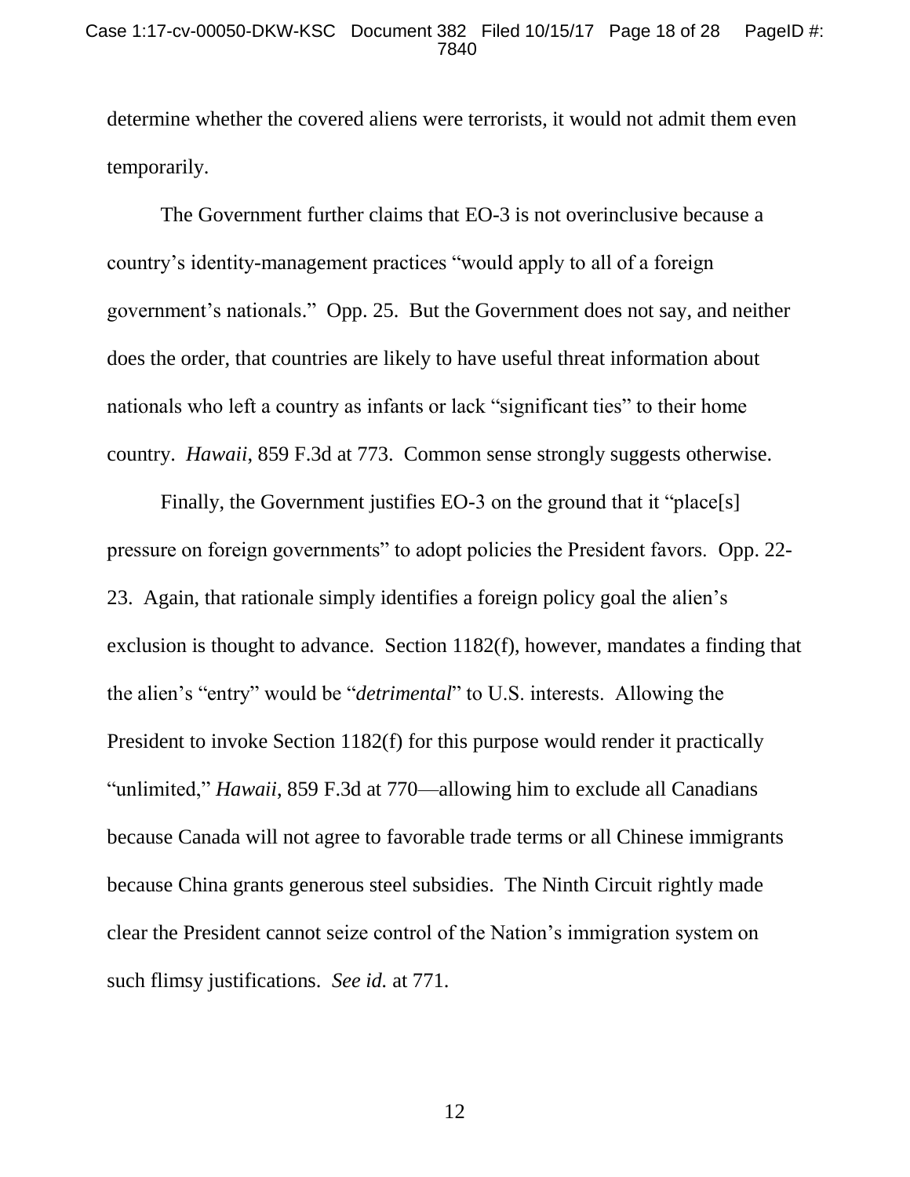determine whether the covered aliens were terrorists, it would not admit them even temporarily.

The Government further claims that EO-3 is not overinclusive because a country's identity-management practices "would apply to all of a foreign government's nationals." Opp. 25. But the Government does not say, and neither does the order, that countries are likely to have useful threat information about nationals who left a country as infants or lack "significant ties" to their home country. *Hawaii*, 859 F.3d at 773. Common sense strongly suggests otherwise.

Finally, the Government justifies EO-3 on the ground that it "place[s] pressure on foreign governments" to adopt policies the President favors. Opp. 22-23. Again, that rationale simply identifies a foreign policy goal the alien's exclusion is thought to advance. Section 1182(f), however, mandates a finding that the alien's "entry" would be "*detrimental*" to U.S. interests. Allowing the President to invoke Section 1182(f) for this purpose would render it practically "unlimited," *Hawaii*, 859 F.3d at 770—allowing him to exclude all Canadians because Canada will not agree to favorable trade terms or all Chinese immigrants because China grants generous steel subsidies. The Ninth Circuit rightly made clear the President cannot seize control of the Nation's immigration system on such flimsy justifications. *See id.* at 771.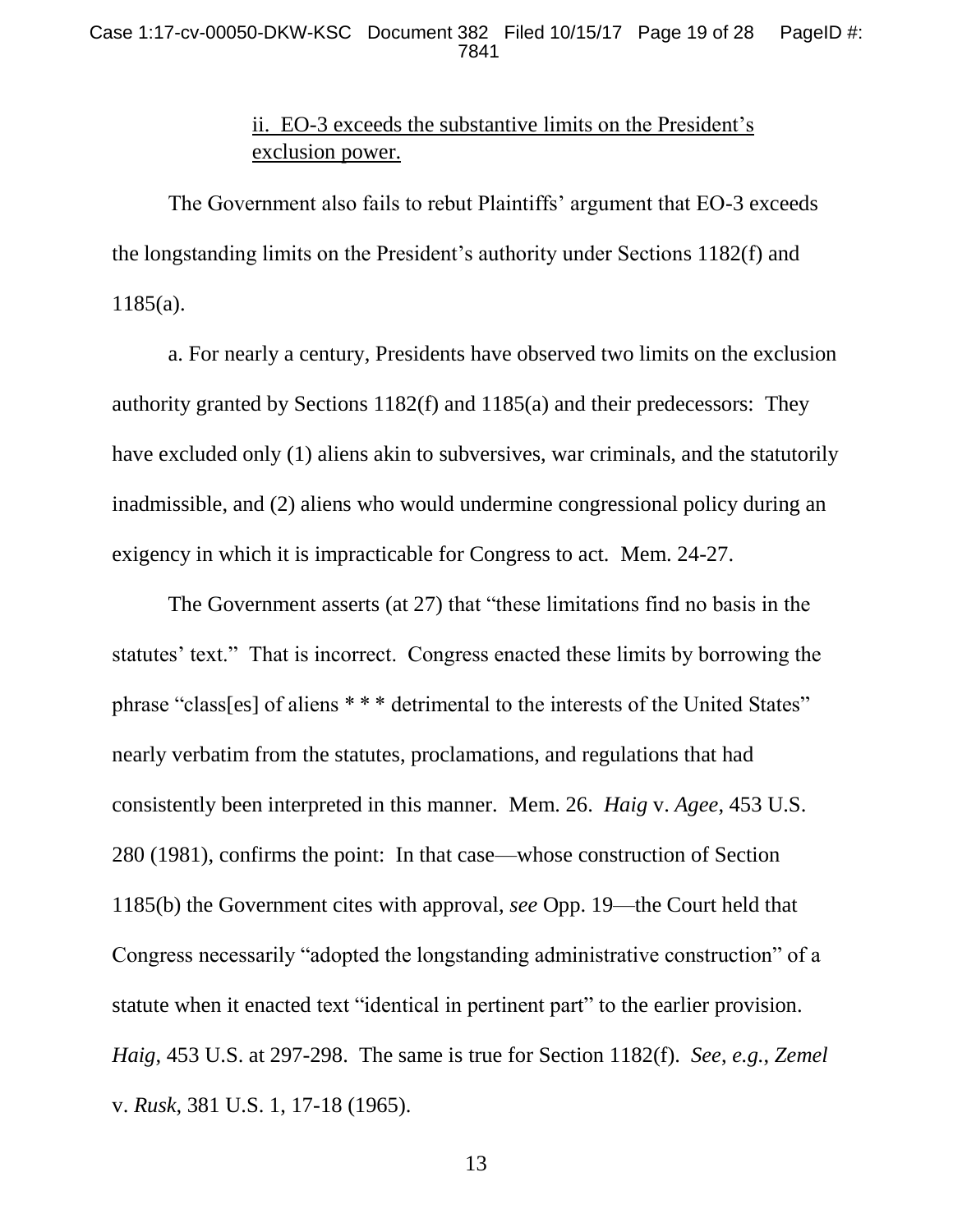### ii. EO-3 exceeds the substantive limits on the President's exclusion power.

The Government also fails to rebut Plaintiffs' argument that EO-3 exceeds the longstanding limits on the President's authority under Sections 1182(f) and 1185(a).

a. For nearly a century, Presidents have observed two limits on the exclusion authority granted by Sections 1182(f) and 1185(a) and their predecessors: They have excluded only (1) aliens akin to subversives, war criminals, and the statutorily inadmissible, and (2) aliens who would undermine congressional policy during an exigency in which it is impracticable for Congress to act. Mem. 24-27.

The Government asserts (at 27) that "these limitations find no basis in the statutes' text." That is incorrect. Congress enacted these limits by borrowing the phrase "class[es] of aliens * * * detrimental to the interests of the United States" nearly verbatim from the statutes, proclamations, and regulations that had consistently been interpreted in this manner. Mem. 26. *Haig* v. *Agee*, 453 U.S. 280 (1981), confirms the point: In that case—whose construction of Section 1185(b) the Government cites with approval, *see* Opp. 19—the Court held that Congress necessarily "adopted the longstanding administrative construction" of a statute when it enacted text "identical in pertinent part" to the earlier provision. *Haig*, 453 U.S. at 297-298. The same is true for Section 1182(f). *See, e.g.*, *Zemel* v. *Rusk*, 381 U.S. 1, 17-18 (1965).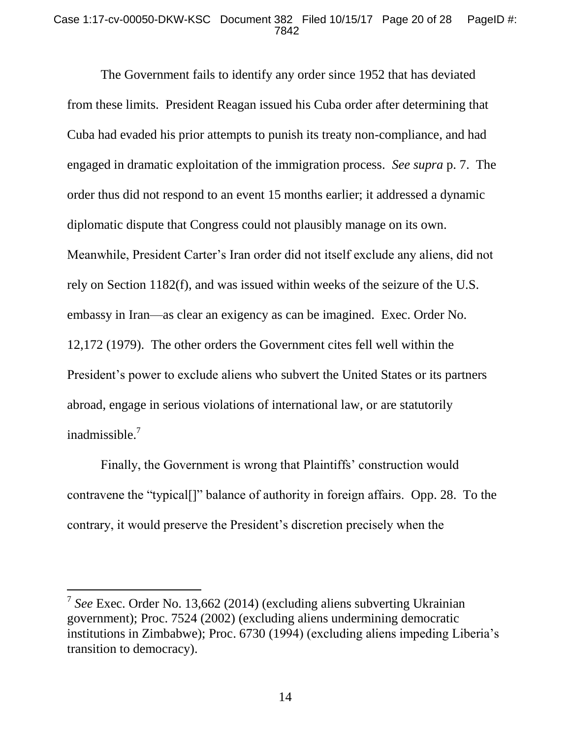The Government fails to identify any order since 1952 that has deviated from these limits. President Reagan issued his Cuba order after determining that Cuba had evaded his prior attempts to punish its treaty non-compliance, and had engaged in dramatic exploitation of the immigration process. *See supra* p. 7. The order thus did not respond to an event 15 months earlier; it addressed a dynamic diplomatic dispute that Congress could not plausibly manage on its own. Meanwhile, President Carter's Iran order did not itself exclude any aliens, did not rely on Section 1182(f), and was issued within weeks of the seizure of the U.S. embassy in Iran—as clear an exigency as can be imagined. Exec. Order No. 12,172 (1979). The other orders the Government cites fell well within the President's power to exclude aliens who subvert the United States or its partners abroad, engage in serious violations of international law, or are statutorily inadmissible.[7]

Finally, the Government is wrong that Plaintiffs' construction would contravene the "typical[]" balance of authority in foreign affairs. Opp. 28. To the contrary, it would preserve the President's discretion precisely when the

---

[7] *See* Exec. Order No. 13,662 (2014) (excluding aliens subverting Ukrainian government); Proc. 7524 (2002) (excluding aliens undermining democratic institutions in Zimbabwe); Proc. 6730 (1994) (excluding aliens impeding Liberia's transition to democracy).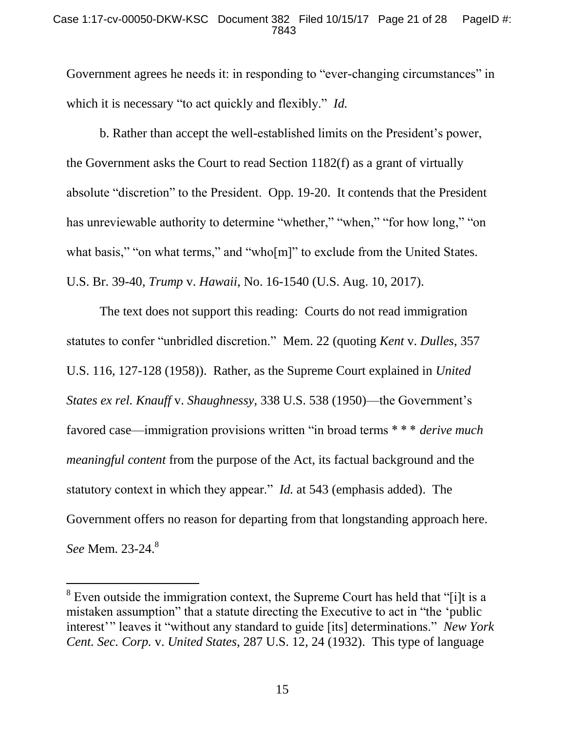Government agrees he needs it: in responding to "ever-changing circumstances" in which it is necessary "to act quickly and flexibly." *Id.*

b. Rather than accept the well-established limits on the President's power, the Government asks the Court to read Section 1182(f) as a grant of virtually absolute "discretion" to the President. Opp. 19-20. It contends that the President has unreviewable authority to determine "whether," "when," "for how long," "on what basis," "on what terms," and "who[m]" to exclude from the United States. U.S. Br. 39-40, *Trump* v. *Hawaii*, No. 16-1540 (U.S. Aug. 10, 2017).

The text does not support this reading: Courts do not read immigration statutes to confer "unbridled discretion." Mem. 22 (quoting *Kent* v. *Dulles*, 357 U.S. 116, 127-128 (1958)). Rather, as the Supreme Court explained in *United States ex rel. Knauff* v. *Shaughnessy*, 338 U.S. 538 (1950)—the Government's favored case—immigration provisions written "in broad terms * * * *derive much meaningful content* from the purpose of the Act, its factual background and the statutory context in which they appear." *Id.* at 543 (emphasis added). The Government offers no reason for departing from that longstanding approach here. *See* Mem. 23-24.[8]

---

[8] Even outside the immigration context, the Supreme Court has held that "[i]t is a mistaken assumption" that a statute directing the Executive to act in "the 'public interest'" leaves it "without any standard to guide [its] determinations." *New York Cent. Sec. Corp.* v. *United States*, 287 U.S. 12, 24 (1932). This type of language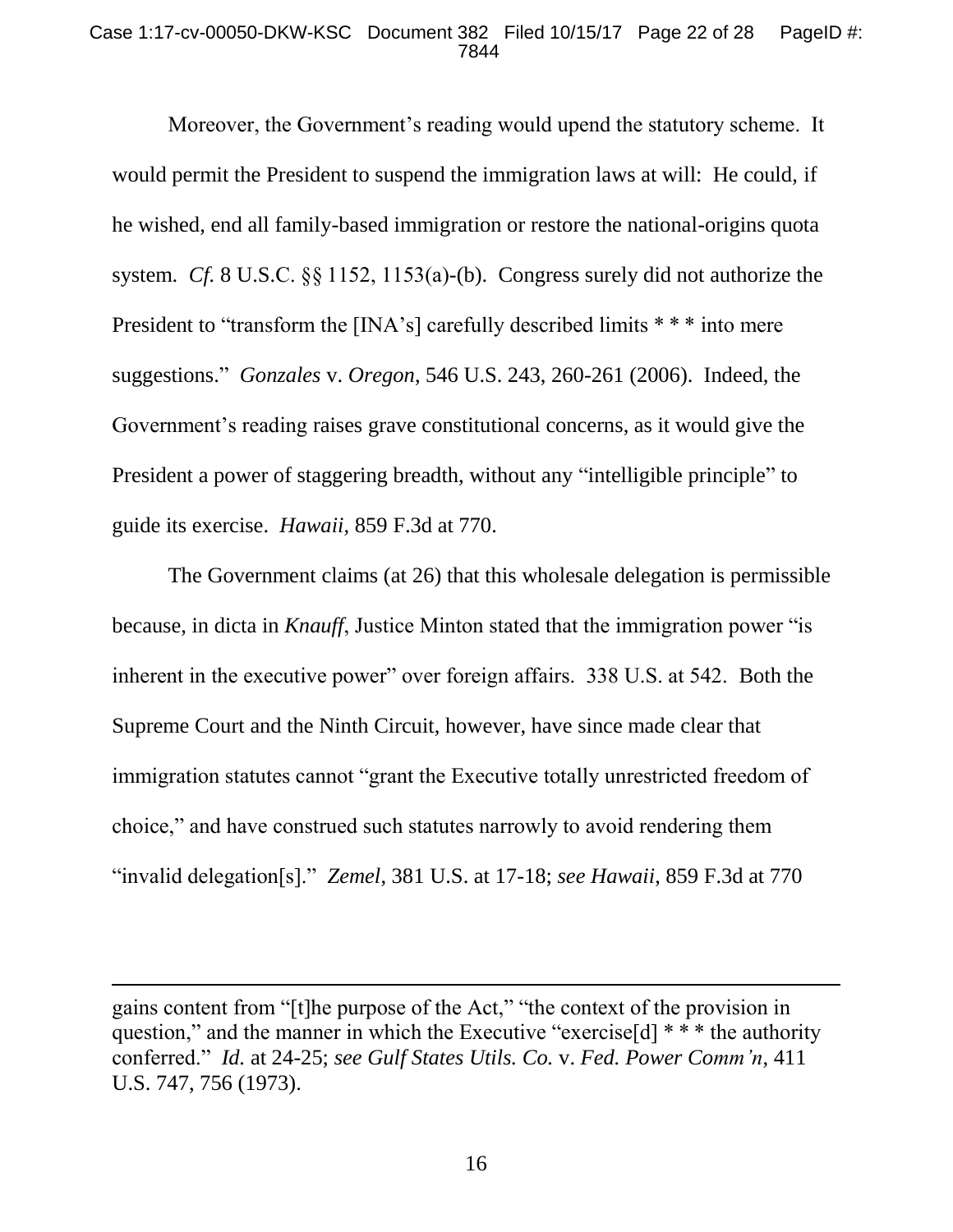Moreover, the Government's reading would upend the statutory scheme. It would permit the President to suspend the immigration laws at will: He could, if he wished, end all family-based immigration or restore the national-origins quota system. *Cf.* 8 U.S.C. §§ 1152, 1153(a)-(b). Congress surely did not authorize the President to "transform the [INA's] carefully described limits * * * into mere suggestions." *Gonzales* v. *Oregon*, 546 U.S. 243, 260-261 (2006). Indeed, the Government's reading raises grave constitutional concerns, as it would give the President a power of staggering breadth, without any "intelligible principle" to guide its exercise. *Hawaii*, 859 F.3d at 770.

The Government claims (at 26) that this wholesale delegation is permissible because, in dicta in *Knauff*, Justice Minton stated that the immigration power "is inherent in the executive power" over foreign affairs. 338 U.S. at 542. Both the Supreme Court and the Ninth Circuit, however, have since made clear that immigration statutes cannot "grant the Executive totally unrestricted freedom of choice," and have construed such statutes narrowly to avoid rendering them "invalid delegation[s]." *Zemel*, 381 U.S. at 17-18; *see Hawaii*, 859 F.3d at 770

---

gains content from "[t]he purpose of the Act," "the context of the provision in question," and the manner in which the Executive "exercise[d] * * * the authority conferred." *Id.* at 24-25; *see Gulf States Utils. Co.* v. *Fed. Power Comm'n*, 411 U.S. 747, 756 (1973).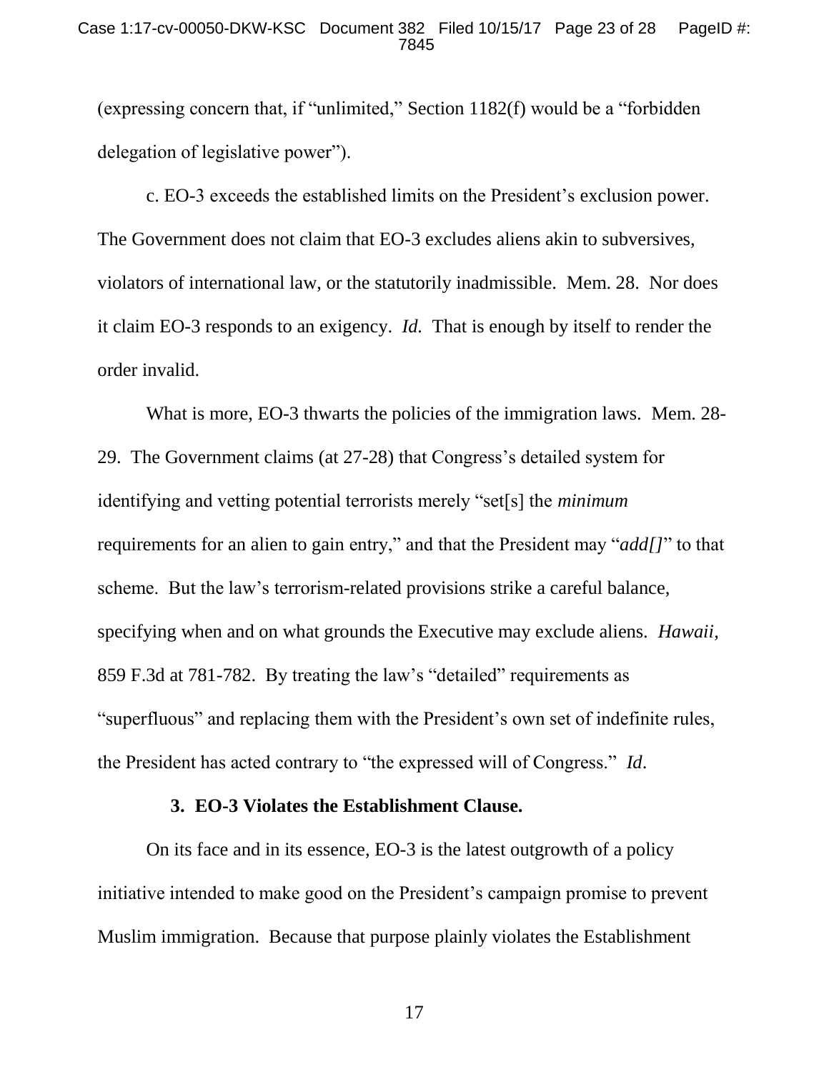(expressing concern that, if "unlimited," Section 1182(f) would be a "forbidden delegation of legislative power").

c. EO-3 exceeds the established limits on the President's exclusion power. The Government does not claim that EO-3 excludes aliens akin to subversives, violators of international law, or the statutorily inadmissible. Mem. 28. Nor does it claim EO-3 responds to an exigency. *Id.* That is enough by itself to render the order invalid.

What is more, EO-3 thwarts the policies of the immigration laws. Mem. 28-29. The Government claims (at 27-28) that Congress's detailed system for identifying and vetting potential terrorists merely "set[s] the *minimum* requirements for an alien to gain entry," and that the President may "*add[]*" to that scheme. But the law's terrorism-related provisions strike a careful balance, specifying when and on what grounds the Executive may exclude aliens. *Hawaii*, 859 F.3d at 781-782. By treating the law's "detailed" requirements as "superfluous" and replacing them with the President's own set of indefinite rules, the President has acted contrary to "the expressed will of Congress." *Id*.

### 3. EO-3 Violates the Establishment Clause.

On its face and in its essence, EO-3 is the latest outgrowth of a policy initiative intended to make good on the President's campaign promise to prevent Muslim immigration. Because that purpose plainly violates the Establishment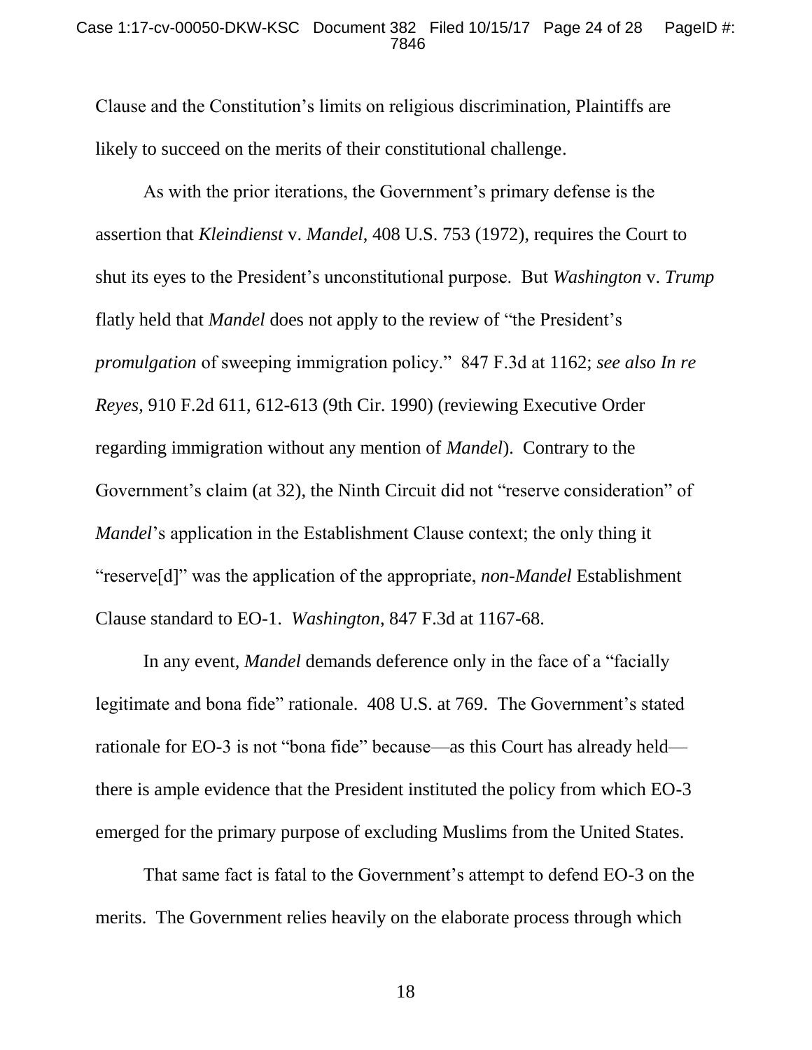Clause and the Constitution's limits on religious discrimination, Plaintiffs are likely to succeed on the merits of their constitutional challenge.

As with the prior iterations, the Government's primary defense is the assertion that *Kleindienst* v. *Mandel*, 408 U.S. 753 (1972), requires the Court to shut its eyes to the President's unconstitutional purpose. But *Washington* v. *Trump* flatly held that *Mandel* does not apply to the review of "the President's *promulgation* of sweeping immigration policy." 847 F.3d at 1162; *see also In re Reyes*, 910 F.2d 611, 612-613 (9th Cir. 1990) (reviewing Executive Order regarding immigration without any mention of *Mandel*). Contrary to the Government's claim (at 32), the Ninth Circuit did not "reserve consideration" of *Mandel*'s application in the Establishment Clause context; the only thing it "reserve[d]" was the application of the appropriate, *non-Mandel* Establishment Clause standard to EO-1. *Washington*, 847 F.3d at 1167-68.

In any event, *Mandel* demands deference only in the face of a "facially legitimate and bona fide" rationale. 408 U.S. at 769. The Government's stated rationale for EO-3 is not "bona fide" because—as this Court has already held—there is ample evidence that the President instituted the policy from which EO-3 emerged for the primary purpose of excluding Muslims from the United States.

That same fact is fatal to the Government's attempt to defend EO-3 on the merits. The Government relies heavily on the elaborate process through which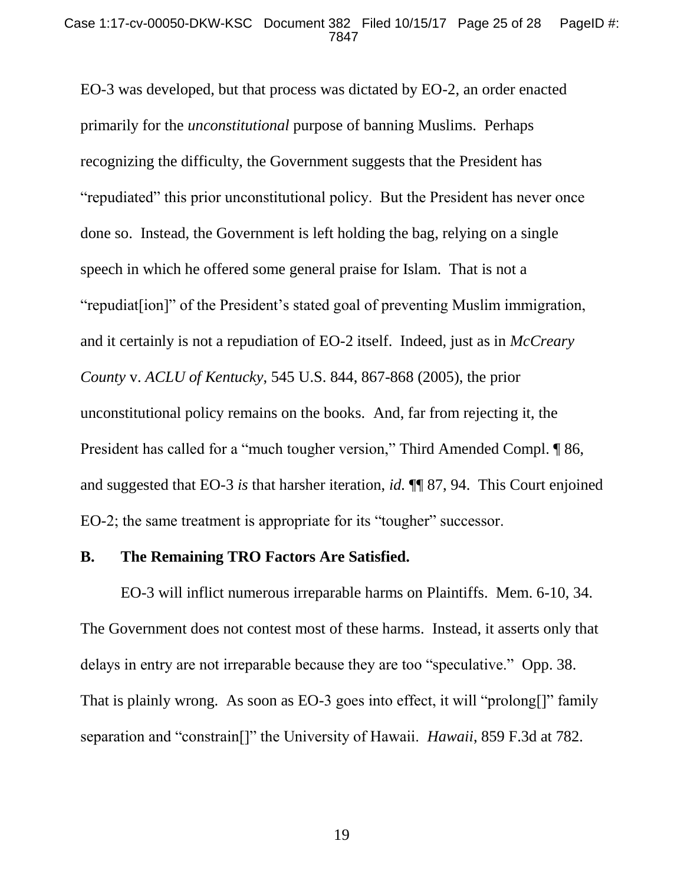EO-3 was developed, but that process was dictated by EO-2, an order enacted primarily for the *unconstitutional* purpose of banning Muslims. Perhaps recognizing the difficulty, the Government suggests that the President has "repudiated" this prior unconstitutional policy. But the President has never once done so. Instead, the Government is left holding the bag, relying on a single speech in which he offered some general praise for Islam. That is not a "repudiat[ion]" of the President's stated goal of preventing Muslim immigration, and it certainly is not a repudiation of EO-2 itself. Indeed, just as in *McCreary County* v. *ACLU of Kentucky*, 545 U.S. 844, 867-868 (2005), the prior unconstitutional policy remains on the books. And, far from rejecting it, the President has called for a "much tougher version," Third Amended Compl. ¶ 86, and suggested that EO-3 *is* that harsher iteration, *id.* ¶¶ 87, 94. This Court enjoined EO-2; the same treatment is appropriate for its "tougher" successor.

**B. The Remaining TRO Factors Are Satisfied.**

EO-3 will inflict numerous irreparable harms on Plaintiffs. Mem. 6-10, 34. The Government does not contest most of these harms. Instead, it asserts only that delays in entry are not irreparable because they are too "speculative." Opp. 38. That is plainly wrong. As soon as EO-3 goes into effect, it will "prolong[]" family separation and "constrain[]" the University of Hawaii. *Hawaii*, 859 F.3d at 782.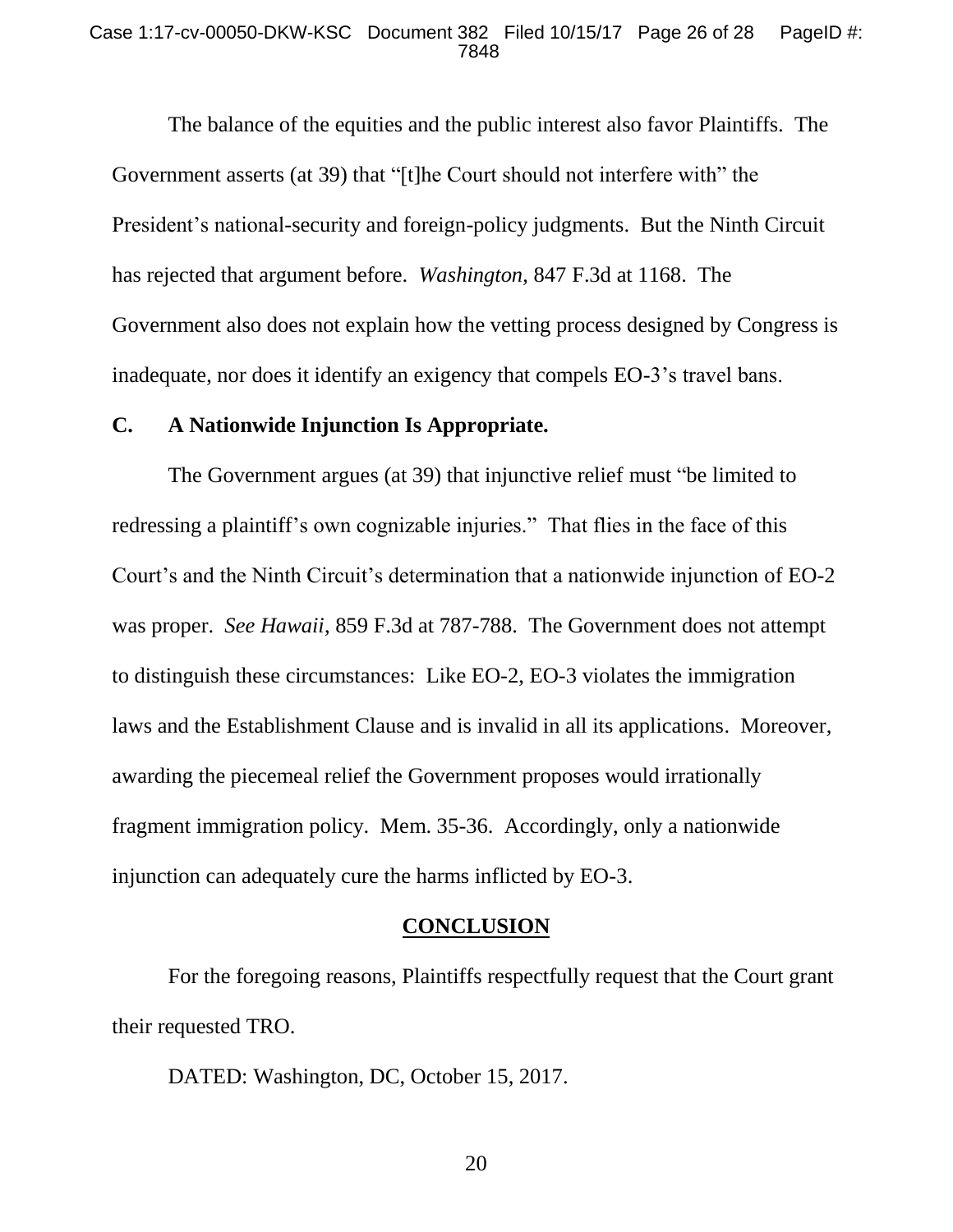The balance of the equities and the public interest also favor Plaintiffs. The Government asserts (at 39) that "[t]he Court should not interfere with" the President's national-security and foreign-policy judgments. But the Ninth Circuit has rejected that argument before. *Washington*, 847 F.3d at 1168. The Government also does not explain how the vetting process designed by Congress is inadequate, nor does it identify an exigency that compels EO-3's travel bans.

### C. A Nationwide Injunction Is Appropriate.

The Government argues (at 39) that injunctive relief must "be limited to redressing a plaintiff's own cognizable injuries." That flies in the face of this Court's and the Ninth Circuit's determination that a nationwide injunction of EO-2 was proper. *See Hawaii*, 859 F.3d at 787-788. The Government does not attempt to distinguish these circumstances: Like EO-2, EO-3 violates the immigration laws and the Establishment Clause and is invalid in all its applications. Moreover, awarding the piecemeal relief the Government proposes would irrationally fragment immigration policy. Mem. 35-36. Accordingly, only a nationwide injunction can adequately cure the harms inflicted by EO-3.

## CONCLUSION

For the foregoing reasons, Plaintiffs respectfully request that the Court grant their requested TRO.

DATED: Washington, DC, October 15, 2017.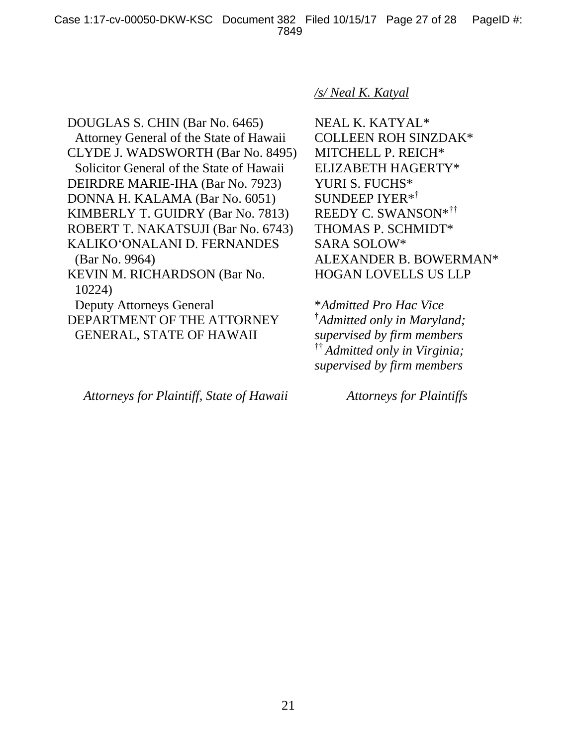*/s/ Neal K. Katyal*

DOUGLAS S. CHIN (Bar No. 6465)
Attorney General of the State of Hawaii
CLYDE J. WADSWORTH (Bar No. 8495)
Solicitor General of the State of Hawaii
DEIRDRE MARIE-IHA (Bar No. 7923)
DONNA H. KALAMA (Bar No. 6051)
KIMBERLY T. GUIDRY (Bar No. 7813)
ROBERT T. NAKATSUJI (Bar No. 6743)
KALIKO'ONALANI D. FERNANDES (Bar No. 9964)
KEVIN M. RICHARDSON (Bar No. 10224)
Deputy Attorneys General
DEPARTMENT OF THE ATTORNEY GENERAL, STATE OF HAWAII

*Attorneys for Plaintiff, State of Hawaii*

NEAL K. KATYAL*
COLLEEN ROH SINZDAK*
MITCHELL P. REICH*
ELIZABETH HAGERTY*
YURI S. FUCHS*
SUNDEEP IYER*[†]
REEDY C. SWANSON*[††]
THOMAS P. SCHMIDT*
SARA SOLOW*
ALEXANDER B. BOWERMAN*
HOGAN LOVELLS US LLP

**Admitted Pro Hac Vice*
[†]*Admitted only in Maryland; supervised by firm members*
[††]*Admitted only in Virginia; supervised by firm members*

*Attorneys for Plaintiffs*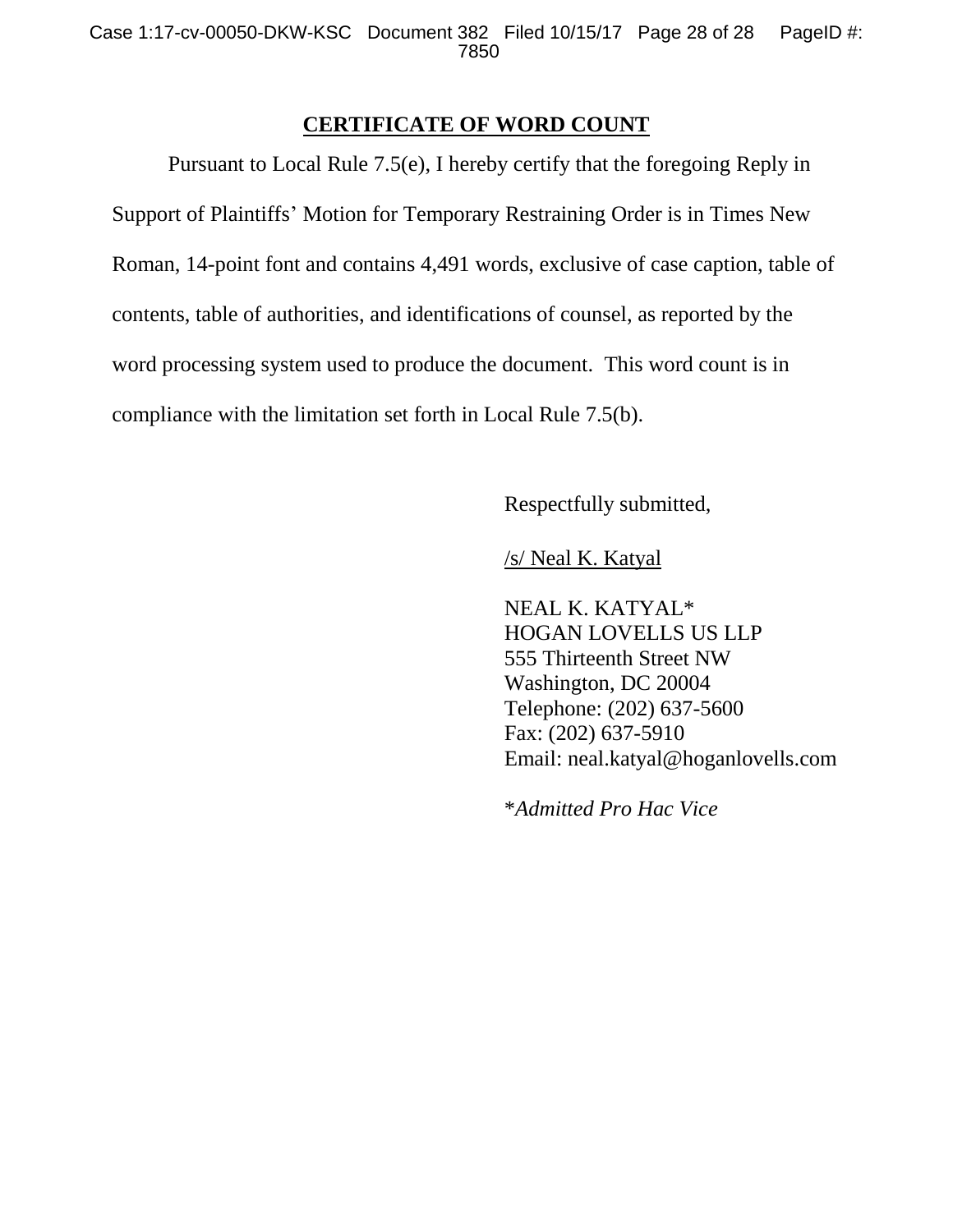## CERTIFICATE OF WORD COUNT

Pursuant to Local Rule 7.5(e), I hereby certify that the foregoing Reply in Support of Plaintiffs' Motion for Temporary Restraining Order is in Times New Roman, 14-point font and contains 4,491 words, exclusive of case caption, table of contents, table of authorities, and identifications of counsel, as reported by the word processing system used to produce the document. This word count is in compliance with the limitation set forth in Local Rule 7.5(b).

Respectfully submitted,

/s/ Neal K. Katyal

NEAL K. KATYAL*
HOGAN LOVELLS US LLP
555 Thirteenth Street NW
Washington, DC 20004
Telephone: (202) 637-5600
Fax: (202) 637-5910
Email: neal.katyal@hoganlovells.com

**Admitted Pro Hac Vice*